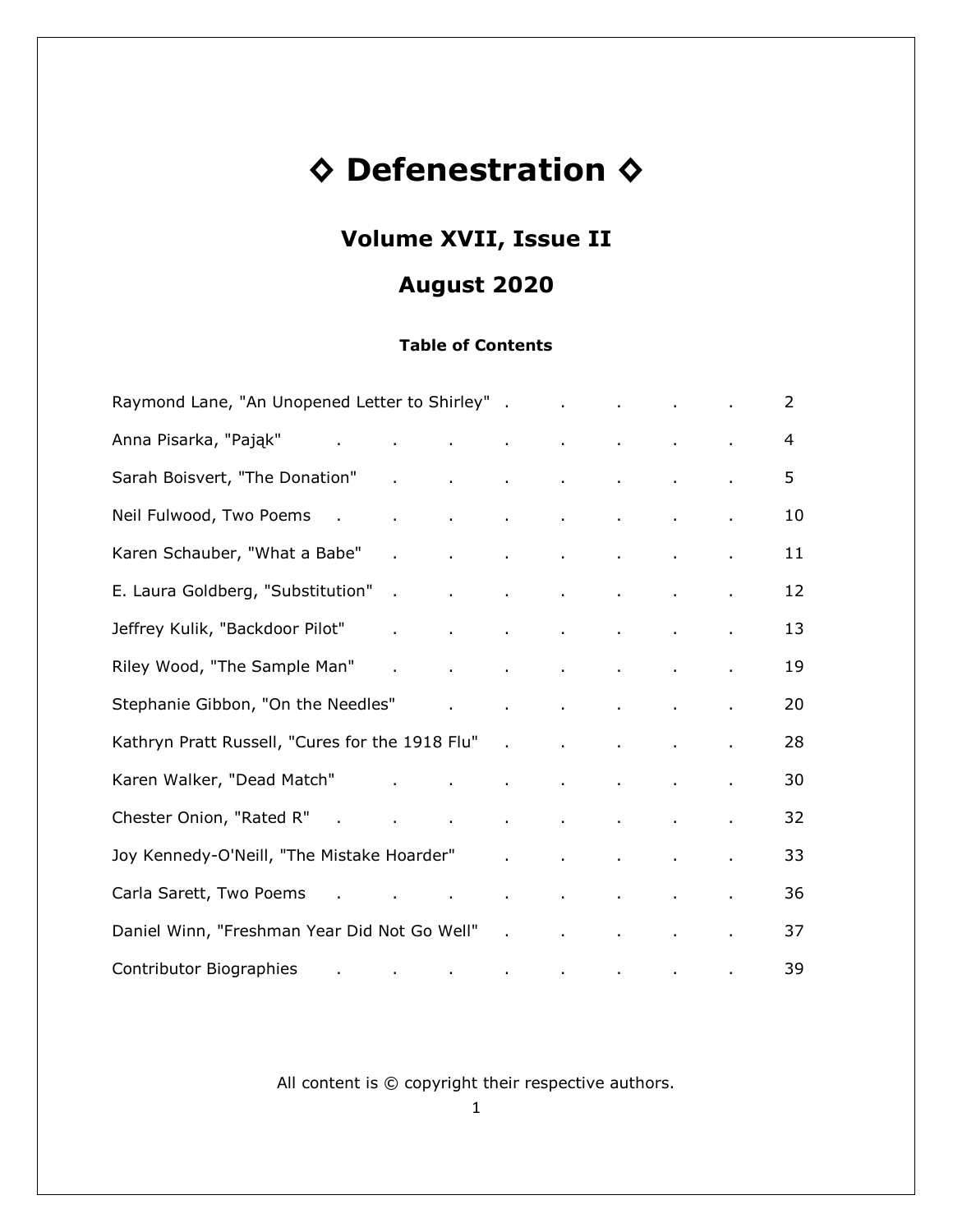# ◇ Defenestration ◇

## Volume XVII, Issue II

## August 2020

### Table of Contents

| | |
|---|---|
| Raymond Lane, "An Unopened Letter to Shirley" | 2 |
| Anna Pisarka, "Pająk" | 4 |
| Sarah Boisvert, "The Donation" | 5 |
| Neil Fulwood, Two Poems | 10 |
| Karen Schauber, "What a Babe" | 11 |
| E. Laura Goldberg, "Substitution" | 12 |
| Jeffrey Kulik, "Backdoor Pilot" | 13 |
| Riley Wood, "The Sample Man" | 19 |
| Stephanie Gibbon, "On the Needles" | 20 |
| Kathryn Pratt Russell, "Cures for the 1918 Flu" | 28 |
| Karen Walker, "Dead Match" | 30 |
| Chester Onion, "Rated R" | 32 |
| Joy Kennedy-O'Neill, "The Mistake Hoarder" | 33 |
| Carla Sarett, Two Poems | 36 |
| Daniel Winn, "Freshman Year Did Not Go Well" | 37 |
| Contributor Biographies | 39 |

All content is © copyright their respective authors.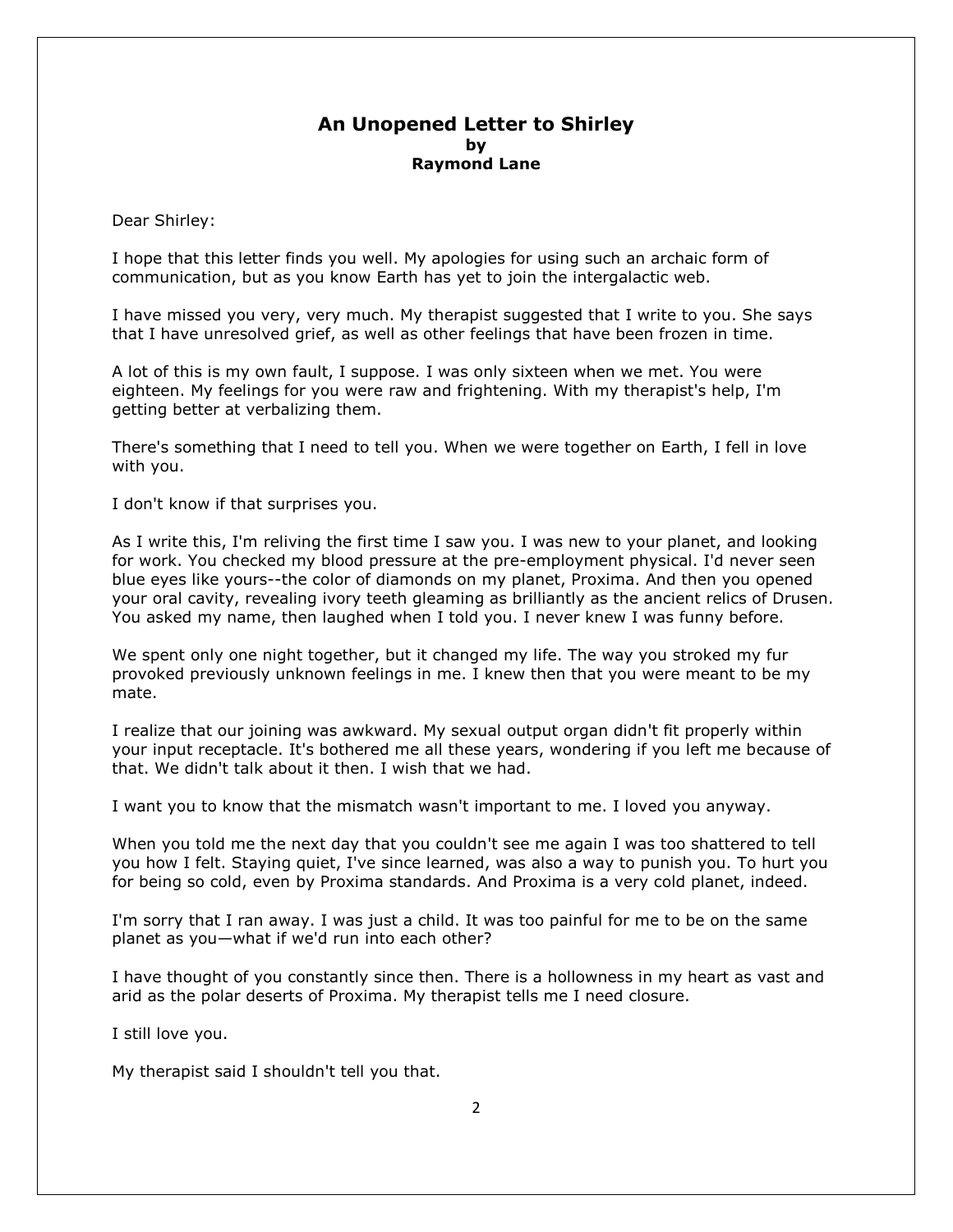# An Unopened Letter to Shirley

**by**

**Raymond Lane**

Dear Shirley:

I hope that this letter finds you well. My apologies for using such an archaic form of communication, but as you know Earth has yet to join the intergalactic web.

I have missed you very, very much. My therapist suggested that I write to you. She says that I have unresolved grief, as well as other feelings that have been frozen in time.

A lot of this is my own fault, I suppose. I was only sixteen when we met. You were eighteen. My feelings for you were raw and frightening. With my therapist's help, I'm getting better at verbalizing them.

There's something that I need to tell you. When we were together on Earth, I fell in love with you.

I don't know if that surprises you.

As I write this, I'm reliving the first time I saw you. I was new to your planet, and looking for work. You checked my blood pressure at the pre-employment physical. I'd never seen blue eyes like yours--the color of diamonds on my planet, Proxima. And then you opened your oral cavity, revealing ivory teeth gleaming as brilliantly as the ancient relics of Drusen. You asked my name, then laughed when I told you. I never knew I was funny before.

We spent only one night together, but it changed my life. The way you stroked my fur provoked previously unknown feelings in me. I knew then that you were meant to be my mate.

I realize that our joining was awkward. My sexual output organ didn't fit properly within your input receptacle. It's bothered me all these years, wondering if you left me because of that. We didn't talk about it then. I wish that we had.

I want you to know that the mismatch wasn't important to me. I loved you anyway.

When you told me the next day that you couldn't see me again I was too shattered to tell you how I felt. Staying quiet, I've since learned, was also a way to punish you. To hurt you for being so cold, even by Proxima standards. And Proxima is a very cold planet, indeed.

I'm sorry that I ran away. I was just a child. It was too painful for me to be on the same planet as you—what if we'd run into each other?

I have thought of you constantly since then. There is a hollowness in my heart as vast and arid as the polar deserts of Proxima. My therapist tells me I need closure.

I still love you.

My therapist said I shouldn't tell you that.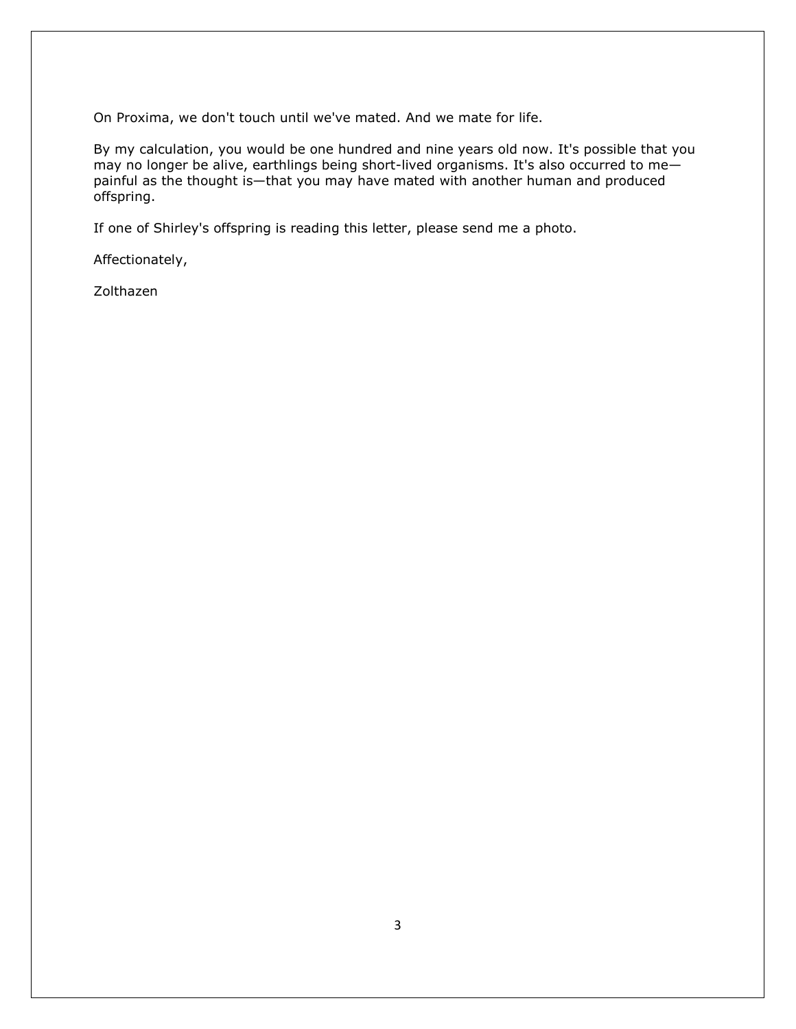On Proxima, we don't touch until we've mated. And we mate for life.

By my calculation, you would be one hundred and nine years old now. It's possible that you may no longer be alive, earthlings being short-lived organisms. It's also occurred to me—painful as the thought is—that you may have mated with another human and produced offspring.

If one of Shirley's offspring is reading this letter, please send me a photo.

Affectionately,

Zolthazen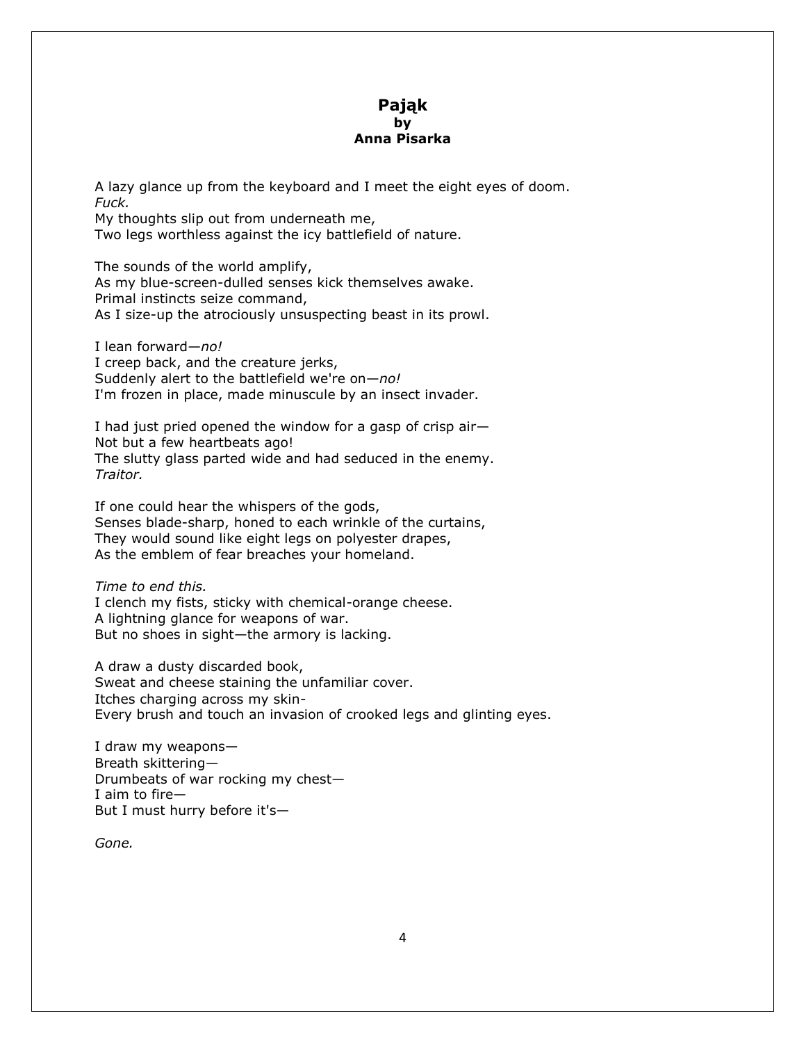# Pająk
**by**
**Anna Pisarka**

A lazy glance up from the keyboard and I meet the eight eyes of doom.
*Fuck.*
My thoughts slip out from underneath me,
Two legs worthless against the icy battlefield of nature.

The sounds of the world amplify,
As my blue-screen-dulled senses kick themselves awake.
Primal instincts seize command,
As I size-up the atrociously unsuspecting beast in its prowl.

I lean forward—*no!*
I creep back, and the creature jerks,
Suddenly alert to the battlefield we're on—*no!*
I'm frozen in place, made minuscule by an insect invader.

I had just pried opened the window for a gasp of crisp air—
Not but a few heartbeats ago!
The slutty glass parted wide and had seduced in the enemy.
*Traitor.*

If one could hear the whispers of the gods,
Senses blade-sharp, honed to each wrinkle of the curtains,
They would sound like eight legs on polyester drapes,
As the emblem of fear breaches your homeland.

*Time to end this.*
I clench my fists, sticky with chemical-orange cheese.
A lightning glance for weapons of war.
But no shoes in sight—the armory is lacking.

A draw a dusty discarded book,
Sweat and cheese staining the unfamiliar cover.
Itches charging across my skin-
Every brush and touch an invasion of crooked legs and glinting eyes.

I draw my weapons—
Breath skittering—
Drumbeats of war rocking my chest—
I aim to fire—
But I must hurry before it's—

*Gone.*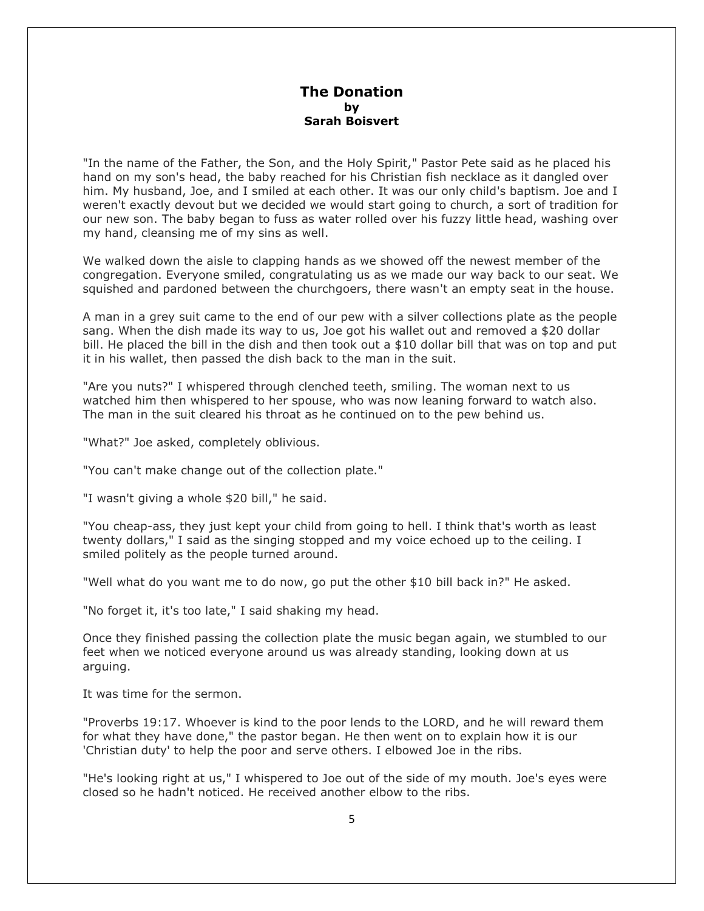## The Donation
**by**
**Sarah Boisvert**

"In the name of the Father, the Son, and the Holy Spirit," Pastor Pete said as he placed his hand on my son's head, the baby reached for his Christian fish necklace as it dangled over him. My husband, Joe, and I smiled at each other. It was our only child's baptism. Joe and I weren't exactly devout but we decided we would start going to church, a sort of tradition for our new son. The baby began to fuss as water rolled over his fuzzy little head, washing over my hand, cleansing me of my sins as well.

We walked down the aisle to clapping hands as we showed off the newest member of the congregation. Everyone smiled, congratulating us as we made our way back to our seat. We squished and pardoned between the churchgoers, there wasn't an empty seat in the house.

A man in a grey suit came to the end of our pew with a silver collections plate as the people sang. When the dish made its way to us, Joe got his wallet out and removed a $20 dollar bill. He placed the bill in the dish and then took out a $10 dollar bill that was on top and put it in his wallet, then passed the dish back to the man in the suit.

"Are you nuts?" I whispered through clenched teeth, smiling. The woman next to us watched him then whispered to her spouse, who was now leaning forward to watch also. The man in the suit cleared his throat as he continued on to the pew behind us.

"What?" Joe asked, completely oblivious.

"You can't make change out of the collection plate."

"I wasn't giving a whole $20 bill," he said.

"You cheap-ass, they just kept your child from going to hell. I think that's worth as least twenty dollars," I said as the singing stopped and my voice echoed up to the ceiling. I smiled politely as the people turned around.

"Well what do you want me to do now, go put the other $10 bill back in?" He asked.

"No forget it, it's too late," I said shaking my head.

Once they finished passing the collection plate the music began again, we stumbled to our feet when we noticed everyone around us was already standing, looking down at us arguing.

It was time for the sermon.

"Proverbs 19:17. Whoever is kind to the poor lends to the LORD, and he will reward them for what they have done," the pastor began. He then went on to explain how it is our 'Christian duty' to help the poor and serve others. I elbowed Joe in the ribs.

"He's looking right at us," I whispered to Joe out of the side of my mouth. Joe's eyes were closed so he hadn't noticed. He received another elbow to the ribs.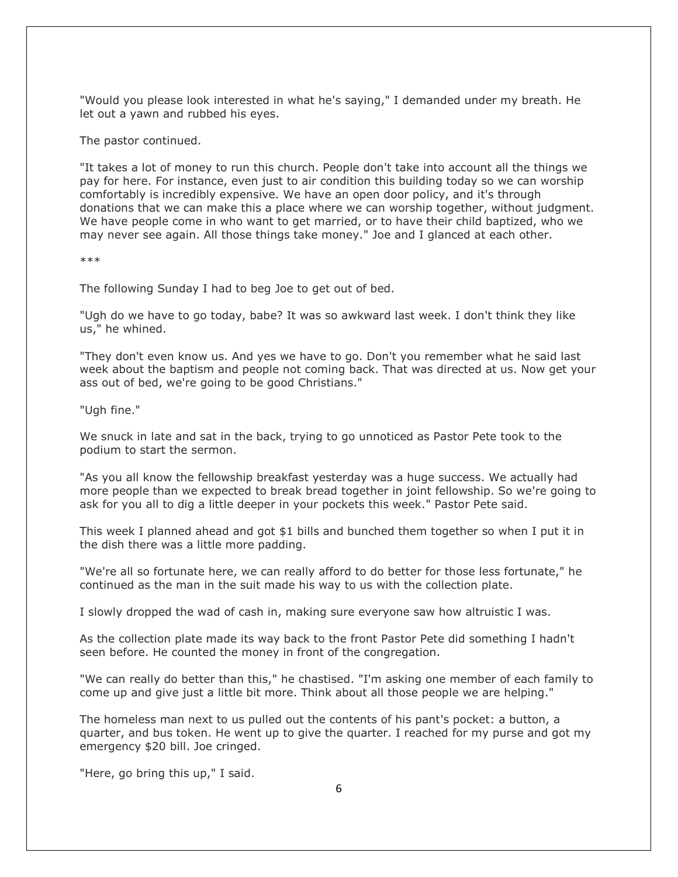"Would you please look interested in what he's saying," I demanded under my breath. He let out a yawn and rubbed his eyes.

The pastor continued.

"It takes a lot of money to run this church. People don't take into account all the things we pay for here. For instance, even just to air condition this building today so we can worship comfortably is incredibly expensive. We have an open door policy, and it's through donations that we can make this a place where we can worship together, without judgment. We have people come in who want to get married, or to have their child baptized, who we may never see again. All those things take money." Joe and I glanced at each other.

***

The following Sunday I had to beg Joe to get out of bed.

"Ugh do we have to go today, babe? It was so awkward last week. I don't think they like us," he whined.

"They don't even know us. And yes we have to go. Don't you remember what he said last week about the baptism and people not coming back. That was directed at us. Now get your ass out of bed, we're going to be good Christians."

"Ugh fine."

We snuck in late and sat in the back, trying to go unnoticed as Pastor Pete took to the podium to start the sermon.

"As you all know the fellowship breakfast yesterday was a huge success. We actually had more people than we expected to break bread together in joint fellowship. So we're going to ask for you all to dig a little deeper in your pockets this week." Pastor Pete said.

This week I planned ahead and got $1 bills and bunched them together so when I put it in the dish there was a little more padding.

"We're all so fortunate here, we can really afford to do better for those less fortunate," he continued as the man in the suit made his way to us with the collection plate.

I slowly dropped the wad of cash in, making sure everyone saw how altruistic I was.

As the collection plate made its way back to the front Pastor Pete did something I hadn't seen before. He counted the money in front of the congregation.

"We can really do better than this," he chastised. "I'm asking one member of each family to come up and give just a little bit more. Think about all those people we are helping."

The homeless man next to us pulled out the contents of his pant's pocket: a button, a quarter, and bus token. He went up to give the quarter. I reached for my purse and got my emergency $20 bill. Joe cringed.

"Here, go bring this up," I said.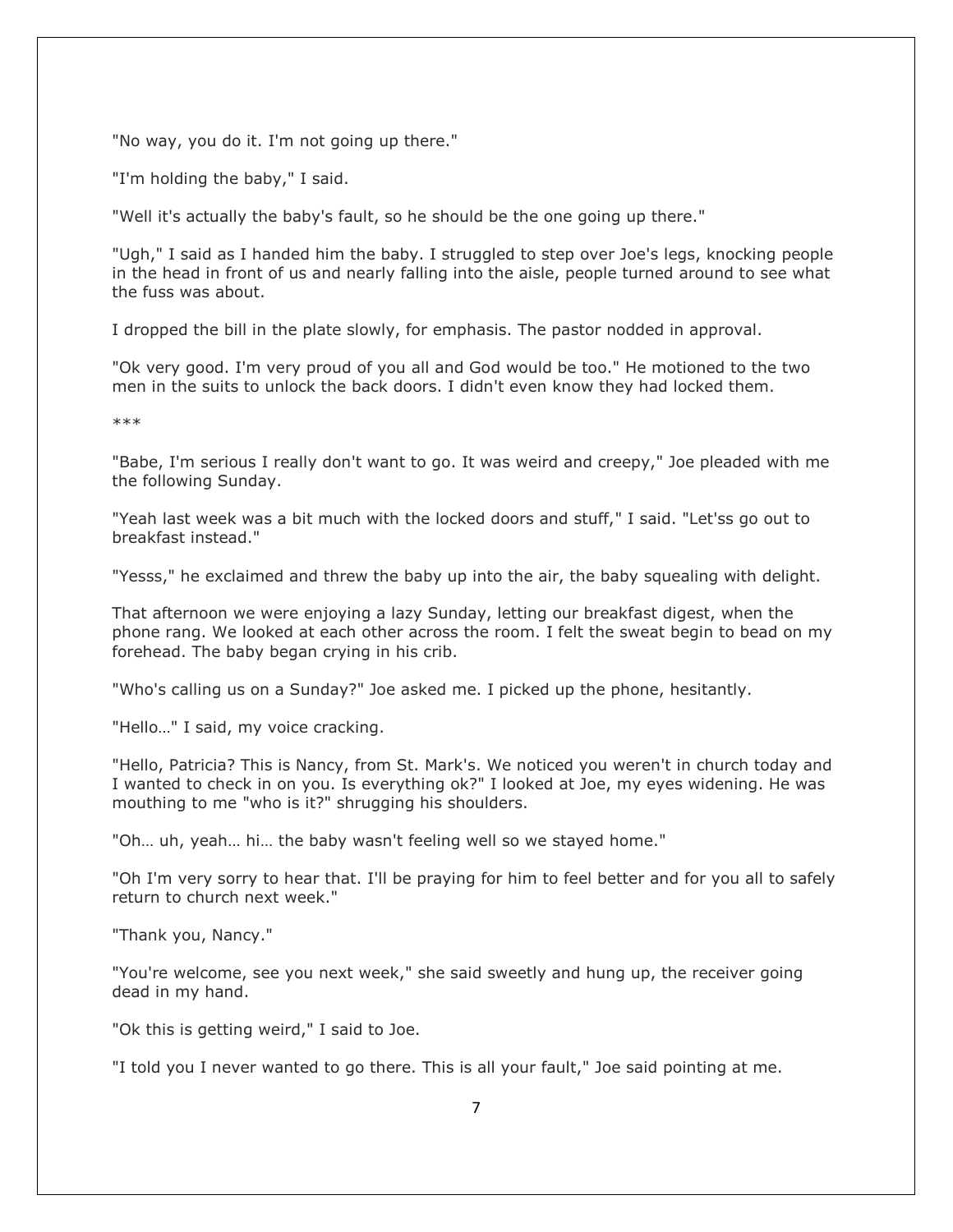"No way, you do it. I'm not going up there."

"I'm holding the baby," I said.

"Well it's actually the baby's fault, so he should be the one going up there."

"Ugh," I said as I handed him the baby. I struggled to step over Joe's legs, knocking people in the head in front of us and nearly falling into the aisle, people turned around to see what the fuss was about.

I dropped the bill in the plate slowly, for emphasis. The pastor nodded in approval.

"Ok very good. I'm very proud of you all and God would be too." He motioned to the two men in the suits to unlock the back doors. I didn't even know they had locked them.

***

"Babe, I'm serious I really don't want to go. It was weird and creepy," Joe pleaded with me the following Sunday.

"Yeah last week was a bit much with the locked doors and stuff," I said. "Let'ss go out to breakfast instead."

"Yesss," he exclaimed and threw the baby up into the air, the baby squealing with delight.

That afternoon we were enjoying a lazy Sunday, letting our breakfast digest, when the phone rang. We looked at each other across the room. I felt the sweat begin to bead on my forehead. The baby began crying in his crib.

"Who's calling us on a Sunday?" Joe asked me. I picked up the phone, hesitantly.

"Hello…" I said, my voice cracking.

"Hello, Patricia? This is Nancy, from St. Mark's. We noticed you weren't in church today and I wanted to check in on you. Is everything ok?" I looked at Joe, my eyes widening. He was mouthing to me "who is it?" shrugging his shoulders.

"Oh… uh, yeah… hi… the baby wasn't feeling well so we stayed home."

"Oh I'm very sorry to hear that. I'll be praying for him to feel better and for you all to safely return to church next week."

"Thank you, Nancy."

"You're welcome, see you next week," she said sweetly and hung up, the receiver going dead in my hand.

"Ok this is getting weird," I said to Joe.

"I told you I never wanted to go there. This is all your fault," Joe said pointing at me.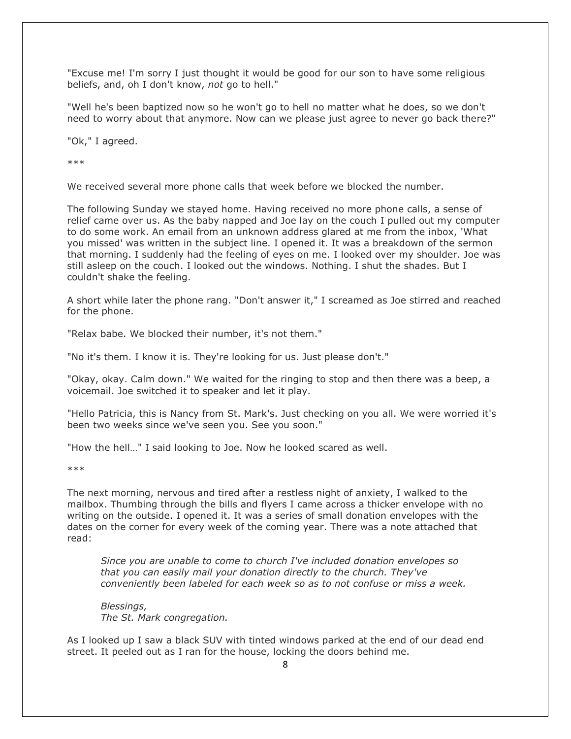"Excuse me! I'm sorry I just thought it would be good for our son to have some religious beliefs, and, oh I don't know, *not* go to hell."

"Well he's been baptized now so he won't go to hell no matter what he does, so we don't need to worry about that anymore. Now can we please just agree to never go back there?"

"Ok," I agreed.

***

We received several more phone calls that week before we blocked the number.

The following Sunday we stayed home. Having received no more phone calls, a sense of relief came over us. As the baby napped and Joe lay on the couch I pulled out my computer to do some work. An email from an unknown address glared at me from the inbox, 'What you missed' was written in the subject line. I opened it. It was a breakdown of the sermon that morning. I suddenly had the feeling of eyes on me. I looked over my shoulder. Joe was still asleep on the couch. I looked out the windows. Nothing. I shut the shades. But I couldn't shake the feeling.

A short while later the phone rang. "Don't answer it," I screamed as Joe stirred and reached for the phone.

"Relax babe. We blocked their number, it's not them."

"No it's them. I know it is. They're looking for us. Just please don't."

"Okay, okay. Calm down." We waited for the ringing to stop and then there was a beep, a voicemail. Joe switched it to speaker and let it play.

"Hello Patricia, this is Nancy from St. Mark's. Just checking on you all. We were worried it's been two weeks since we've seen you. See you soon."

"How the hell…" I said looking to Joe. Now he looked scared as well.

***

The next morning, nervous and tired after a restless night of anxiety, I walked to the mailbox. Thumbing through the bills and flyers I came across a thicker envelope with no writing on the outside. I opened it. It was a series of small donation envelopes with the dates on the corner for every week of the coming year. There was a note attached that read:

> *Since you are unable to come to church I've included donation envelopes so that you can easily mail your donation directly to the church. They've conveniently been labeled for each week so as to not confuse or miss a week.*
>
> *Blessings,*
> *The St. Mark congregation.*

As I looked up I saw a black SUV with tinted windows parked at the end of our dead end street. It peeled out as I ran for the house, locking the doors behind me.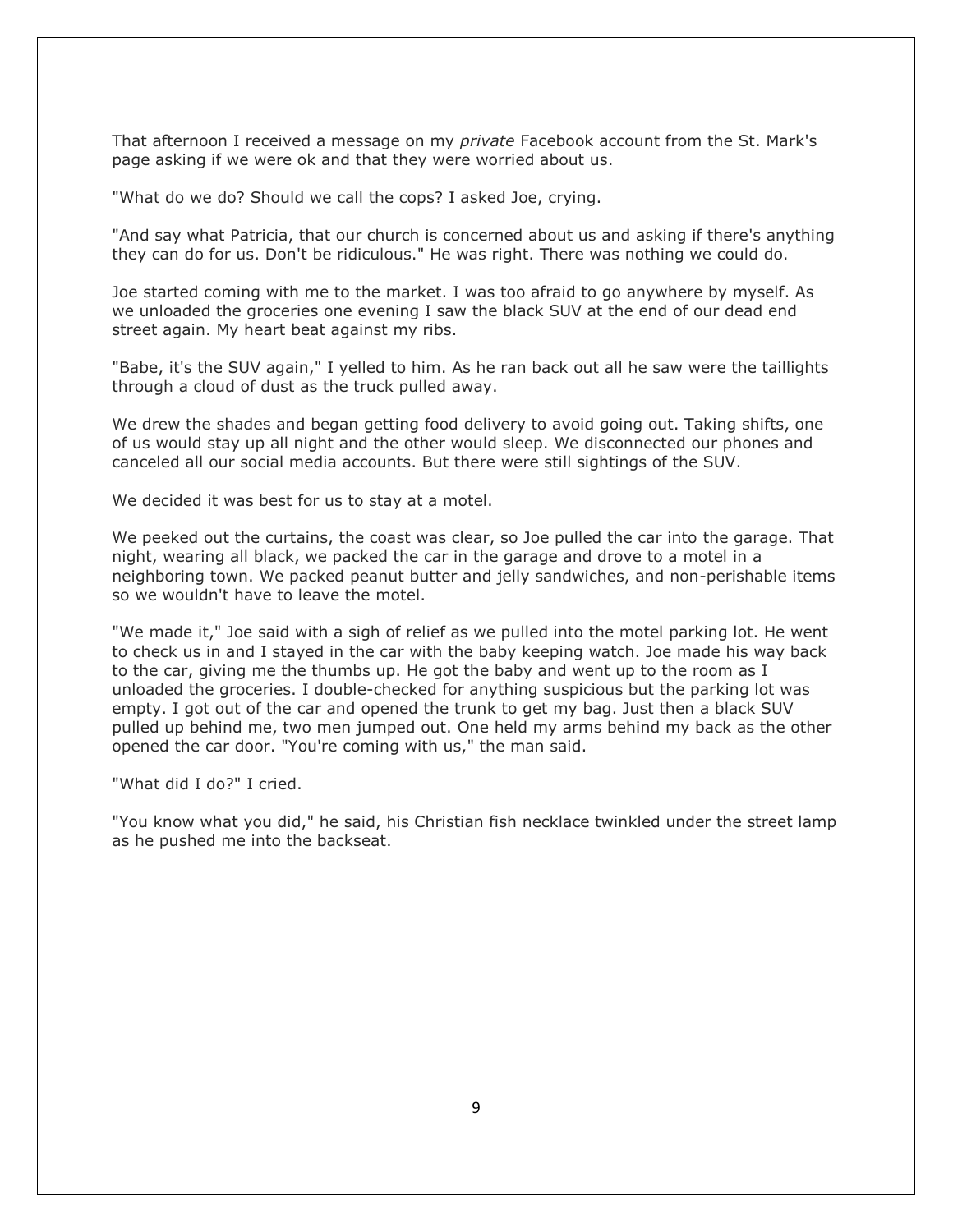That afternoon I received a message on my *private* Facebook account from the St. Mark's page asking if we were ok and that they were worried about us.

"What do we do? Should we call the cops? I asked Joe, crying.

"And say what Patricia, that our church is concerned about us and asking if there's anything they can do for us. Don't be ridiculous." He was right. There was nothing we could do.

Joe started coming with me to the market. I was too afraid to go anywhere by myself. As we unloaded the groceries one evening I saw the black SUV at the end of our dead end street again. My heart beat against my ribs.

"Babe, it's the SUV again," I yelled to him. As he ran back out all he saw were the taillights through a cloud of dust as the truck pulled away.

We drew the shades and began getting food delivery to avoid going out. Taking shifts, one of us would stay up all night and the other would sleep. We disconnected our phones and canceled all our social media accounts. But there were still sightings of the SUV.

We decided it was best for us to stay at a motel.

We peeked out the curtains, the coast was clear, so Joe pulled the car into the garage. That night, wearing all black, we packed the car in the garage and drove to a motel in a neighboring town. We packed peanut butter and jelly sandwiches, and non-perishable items so we wouldn't have to leave the motel.

"We made it," Joe said with a sigh of relief as we pulled into the motel parking lot. He went to check us in and I stayed in the car with the baby keeping watch. Joe made his way back to the car, giving me the thumbs up. He got the baby and went up to the room as I unloaded the groceries. I double-checked for anything suspicious but the parking lot was empty. I got out of the car and opened the trunk to get my bag. Just then a black SUV pulled up behind me, two men jumped out. One held my arms behind my back as the other opened the car door. "You're coming with us," the man said.

"What did I do?" I cried.

"You know what you did," he said, his Christian fish necklace twinkled under the street lamp as he pushed me into the backseat.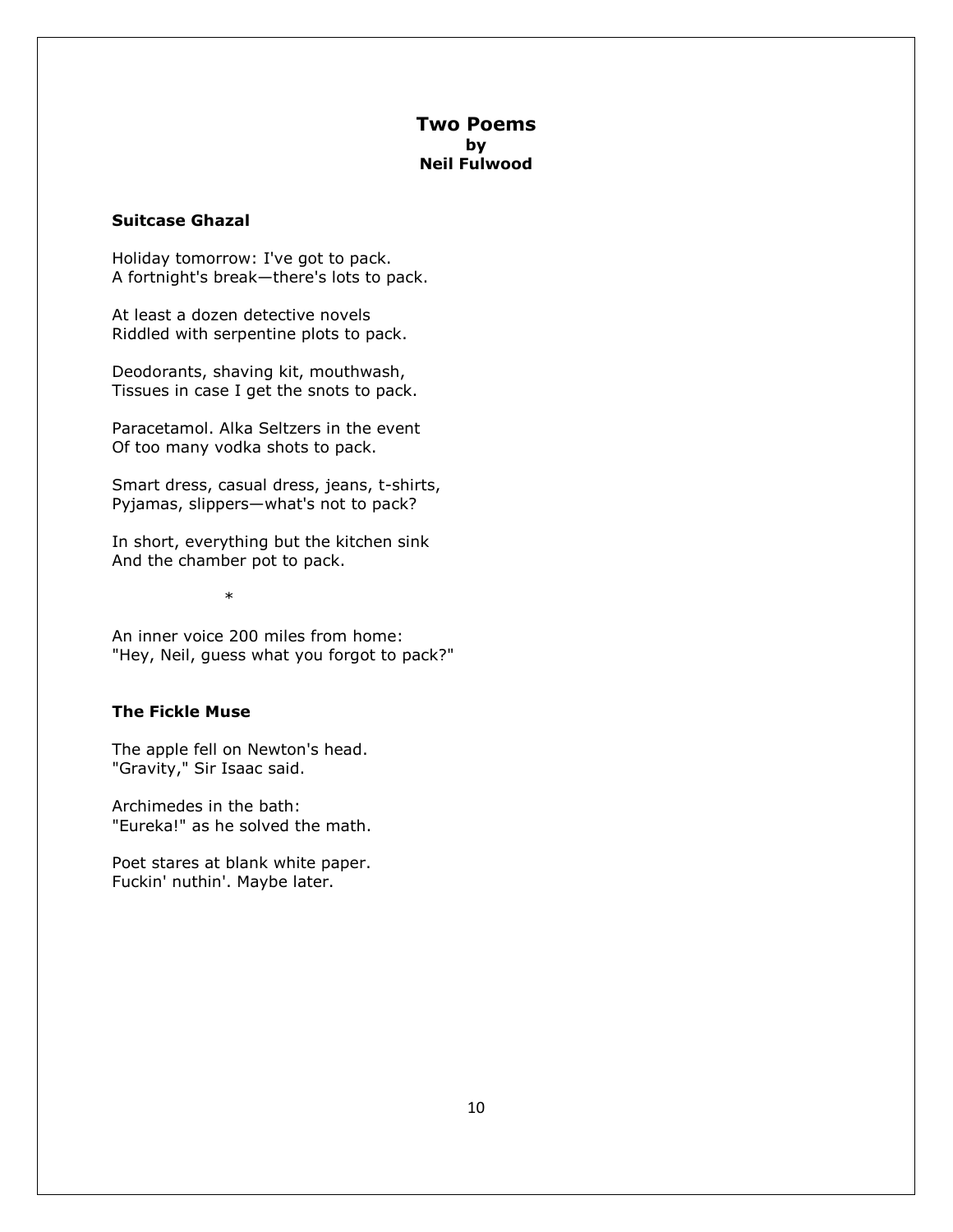# Two Poems
### by
### Neil Fulwood

**Suitcase Ghazal**

Holiday tomorrow: I've got to pack.
A fortnight's break—there's lots to pack.

At least a dozen detective novels
Riddled with serpentine plots to pack.

Deodorants, shaving kit, mouthwash,
Tissues in case I get the snots to pack.

Paracetamol. Alka Seltzers in the event
Of too many vodka shots to pack.

Smart dress, casual dress, jeans, t-shirts,
Pyjamas, slippers—what's not to pack?

In short, everything but the kitchen sink
And the chamber pot to pack.

*

An inner voice 200 miles from home:
"Hey, Neil, guess what you forgot to pack?"

**The Fickle Muse**

The apple fell on Newton's head.
"Gravity," Sir Isaac said.

Archimedes in the bath:
"Eureka!" as he solved the math.

Poet stares at blank white paper.
Fuckin' nuthin'. Maybe later.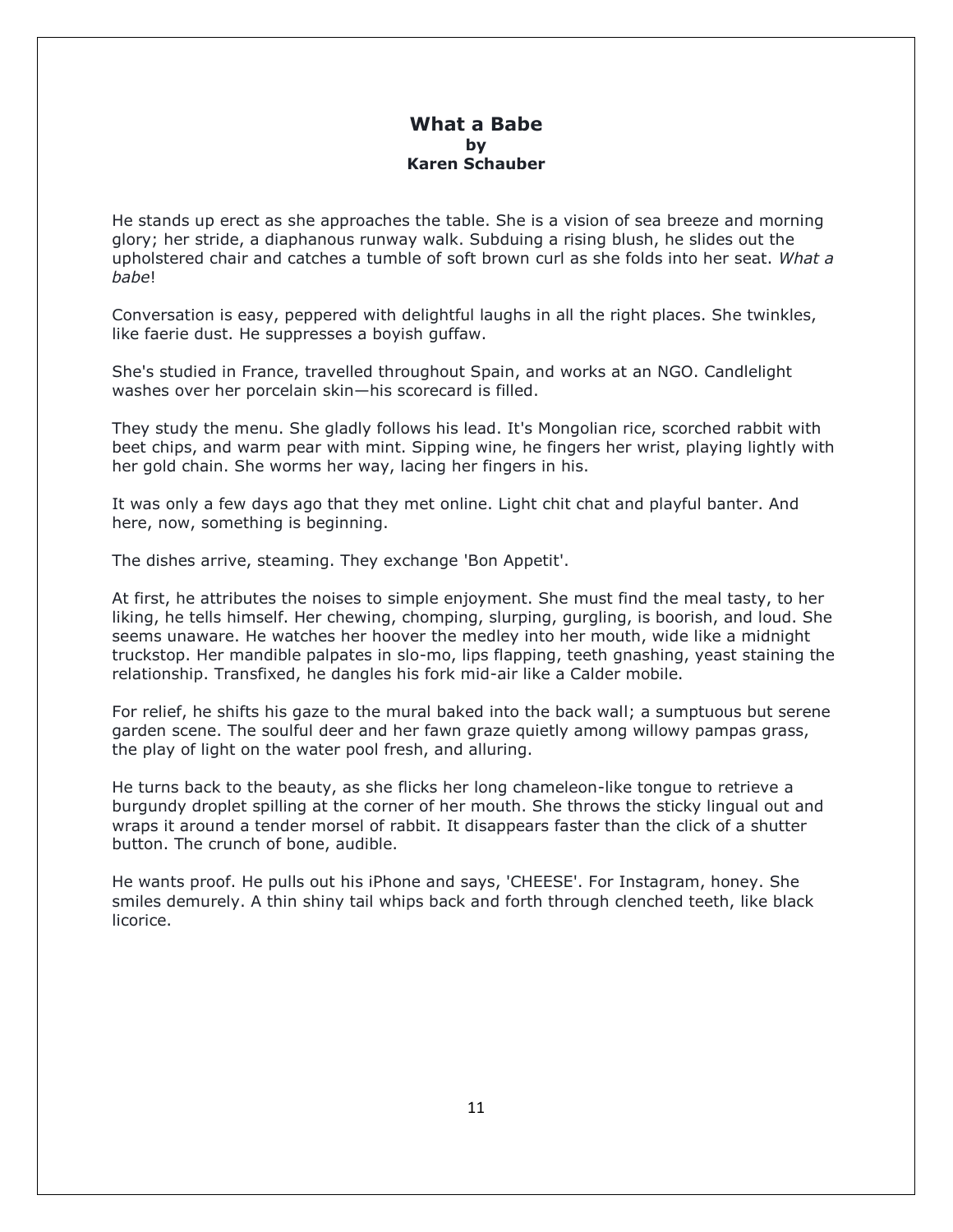# What a Babe
**by**
**Karen Schauber**

He stands up erect as she approaches the table. She is a vision of sea breeze and morning glory; her stride, a diaphanous runway walk. Subduing a rising blush, he slides out the upholstered chair and catches a tumble of soft brown curl as she folds into her seat. *What a babe*!

Conversation is easy, peppered with delightful laughs in all the right places. She twinkles, like faerie dust. He suppresses a boyish guffaw.

She's studied in France, travelled throughout Spain, and works at an NGO. Candlelight washes over her porcelain skin—his scorecard is filled.

They study the menu. She gladly follows his lead. It's Mongolian rice, scorched rabbit with beet chips, and warm pear with mint. Sipping wine, he fingers her wrist, playing lightly with her gold chain. She worms her way, lacing her fingers in his.

It was only a few days ago that they met online. Light chit chat and playful banter. And here, now, something is beginning.

The dishes arrive, steaming. They exchange 'Bon Appetit'.

At first, he attributes the noises to simple enjoyment. She must find the meal tasty, to her liking, he tells himself. Her chewing, chomping, slurping, gurgling, is boorish, and loud. She seems unaware. He watches her hoover the medley into her mouth, wide like a midnight truckstop. Her mandible palpates in slo-mo, lips flapping, teeth gnashing, yeast staining the relationship. Transfixed, he dangles his fork mid-air like a Calder mobile.

For relief, he shifts his gaze to the mural baked into the back wall; a sumptuous but serene garden scene. The soulful deer and her fawn graze quietly among willowy pampas grass, the play of light on the water pool fresh, and alluring.

He turns back to the beauty, as she flicks her long chameleon-like tongue to retrieve a burgundy droplet spilling at the corner of her mouth. She throws the sticky lingual out and wraps it around a tender morsel of rabbit. It disappears faster than the click of a shutter button. The crunch of bone, audible.

He wants proof. He pulls out his iPhone and says, 'CHEESE'. For Instagram, honey. She smiles demurely. A thin shiny tail whips back and forth through clenched teeth, like black licorice.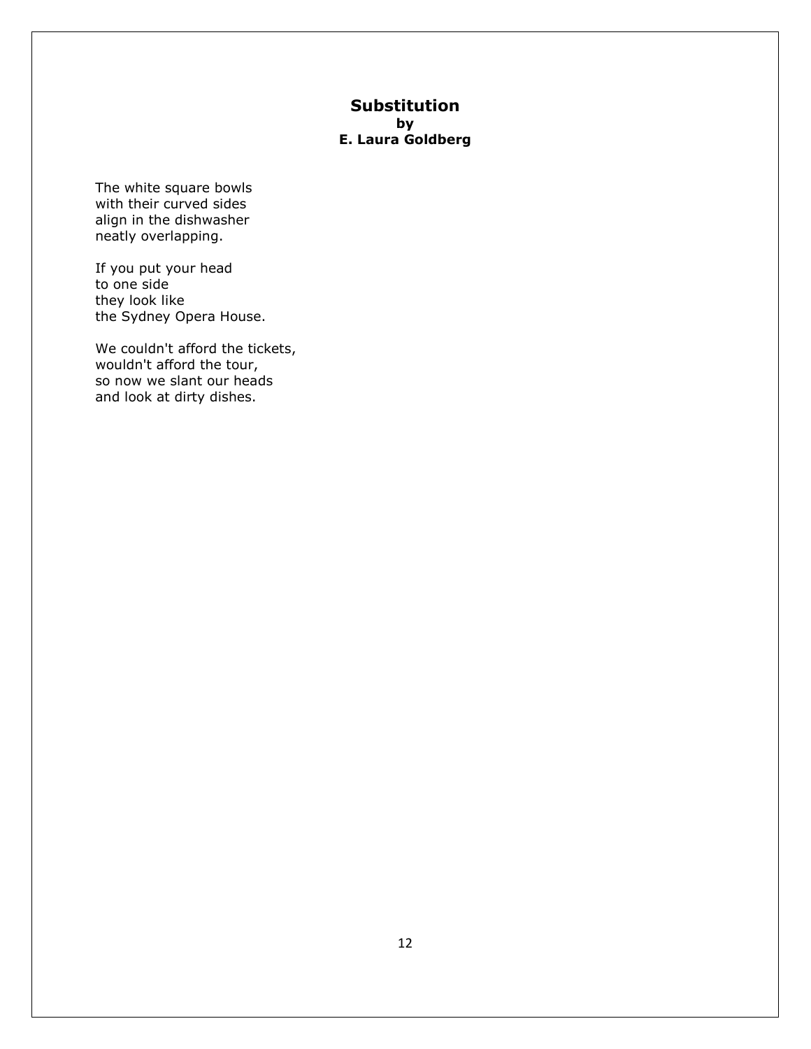# Substitution

**by**

**E. Laura Goldberg**

The white square bowls  
with their curved sides  
align in the dishwasher  
neatly overlapping.

If you put your head  
to one side  
they look like  
the Sydney Opera House.

We couldn't afford the tickets,  
wouldn't afford the tour,  
so now we slant our heads  
and look at dirty dishes.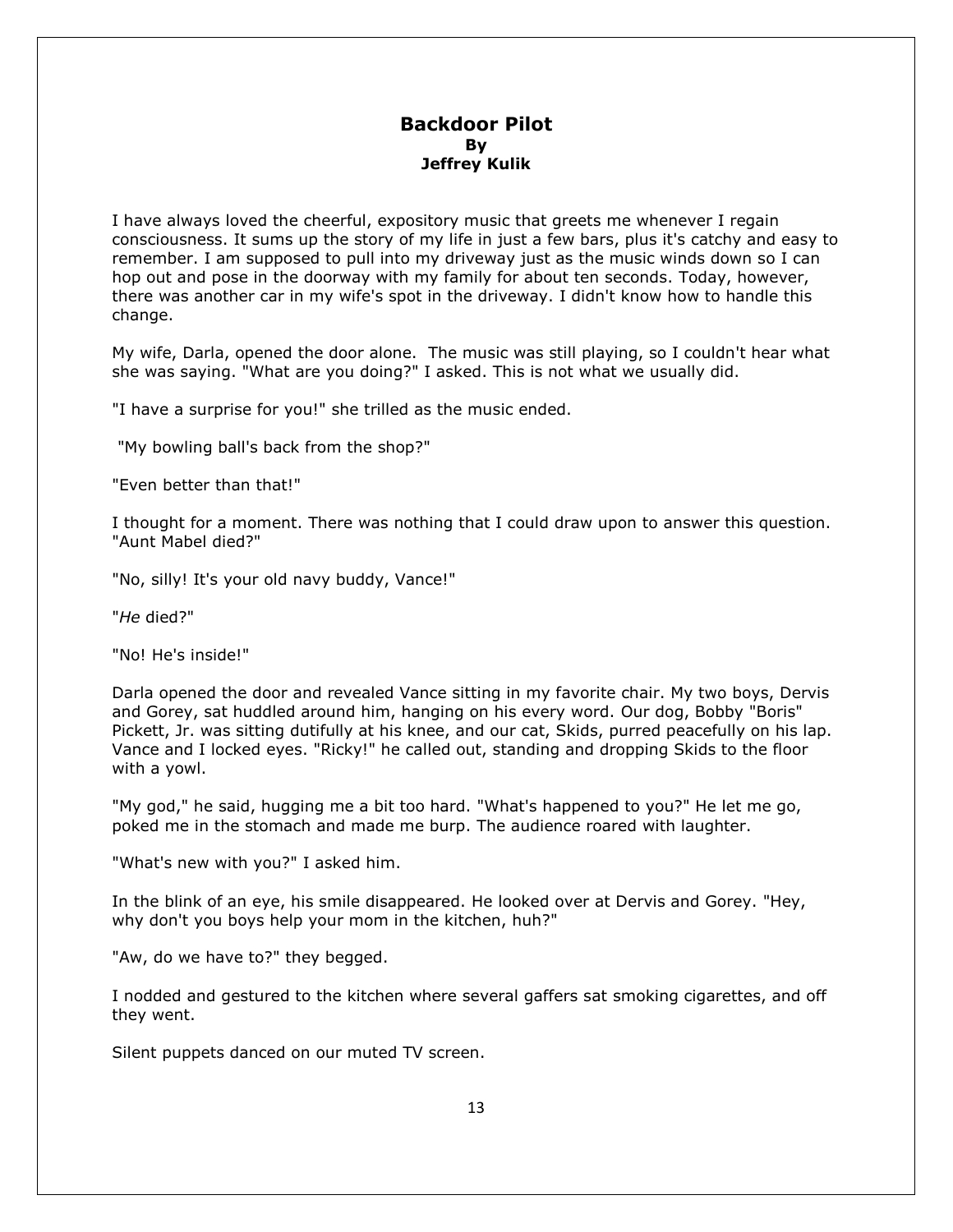# Backdoor Pilot

**By**

**Jeffrey Kulik**

I have always loved the cheerful, expository music that greets me whenever I regain consciousness. It sums up the story of my life in just a few bars, plus it's catchy and easy to remember. I am supposed to pull into my driveway just as the music winds down so I can hop out and pose in the doorway with my family for about ten seconds. Today, however, there was another car in my wife's spot in the driveway. I didn't know how to handle this change.

My wife, Darla, opened the door alone. The music was still playing, so I couldn't hear what she was saying. "What are you doing?" I asked. This is not what we usually did.

"I have a surprise for you!" she trilled as the music ended.

"My bowling ball's back from the shop?"

"Even better than that!"

I thought for a moment. There was nothing that I could draw upon to answer this question. "Aunt Mabel died?"

"No, silly! It's your old navy buddy, Vance!"

"*He* died?"

"No! He's inside!"

Darla opened the door and revealed Vance sitting in my favorite chair. My two boys, Dervis and Gorey, sat huddled around him, hanging on his every word. Our dog, Bobby "Boris" Pickett, Jr. was sitting dutifully at his knee, and our cat, Skids, purred peacefully on his lap. Vance and I locked eyes. "Ricky!" he called out, standing and dropping Skids to the floor with a yowl.

"My god," he said, hugging me a bit too hard. "What's happened to you?" He let me go, poked me in the stomach and made me burp. The audience roared with laughter.

"What's new with you?" I asked him.

In the blink of an eye, his smile disappeared. He looked over at Dervis and Gorey. "Hey, why don't you boys help your mom in the kitchen, huh?"

"Aw, do we have to?" they begged.

I nodded and gestured to the kitchen where several gaffers sat smoking cigarettes, and off they went.

Silent puppets danced on our muted TV screen.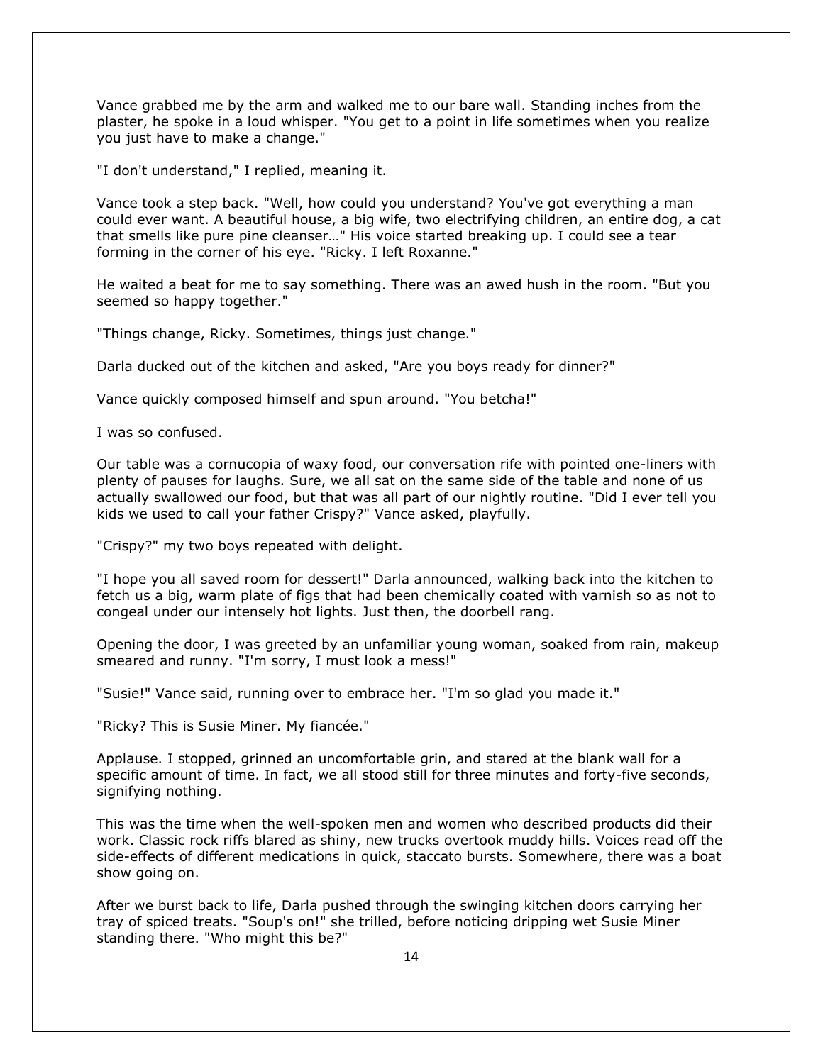Vance grabbed me by the arm and walked me to our bare wall. Standing inches from the plaster, he spoke in a loud whisper. "You get to a point in life sometimes when you realize you just have to make a change."

"I don't understand," I replied, meaning it.

Vance took a step back. "Well, how could you understand? You've got everything a man could ever want. A beautiful house, a big wife, two electrifying children, an entire dog, a cat that smells like pure pine cleanser…" His voice started breaking up. I could see a tear forming in the corner of his eye. "Ricky. I left Roxanne."

He waited a beat for me to say something. There was an awed hush in the room. "But you seemed so happy together."

"Things change, Ricky. Sometimes, things just change."

Darla ducked out of the kitchen and asked, "Are you boys ready for dinner?"

Vance quickly composed himself and spun around. "You betcha!"

I was so confused.

Our table was a cornucopia of waxy food, our conversation rife with pointed one-liners with plenty of pauses for laughs. Sure, we all sat on the same side of the table and none of us actually swallowed our food, but that was all part of our nightly routine. "Did I ever tell you kids we used to call your father Crispy?" Vance asked, playfully.

"Crispy?" my two boys repeated with delight.

"I hope you all saved room for dessert!" Darla announced, walking back into the kitchen to fetch us a big, warm plate of figs that had been chemically coated with varnish so as not to congeal under our intensely hot lights. Just then, the doorbell rang.

Opening the door, I was greeted by an unfamiliar young woman, soaked from rain, makeup smeared and runny. "I'm sorry, I must look a mess!"

"Susie!" Vance said, running over to embrace her. "I'm so glad you made it."

"Ricky? This is Susie Miner. My fiancée."

Applause. I stopped, grinned an uncomfortable grin, and stared at the blank wall for a specific amount of time. In fact, we all stood still for three minutes and forty-five seconds, signifying nothing.

This was the time when the well-spoken men and women who described products did their work. Classic rock riffs blared as shiny, new trucks overtook muddy hills. Voices read off the side-effects of different medications in quick, staccato bursts. Somewhere, there was a boat show going on.

After we burst back to life, Darla pushed through the swinging kitchen doors carrying her tray of spiced treats. "Soup's on!" she trilled, before noticing dripping wet Susie Miner standing there. "Who might this be?"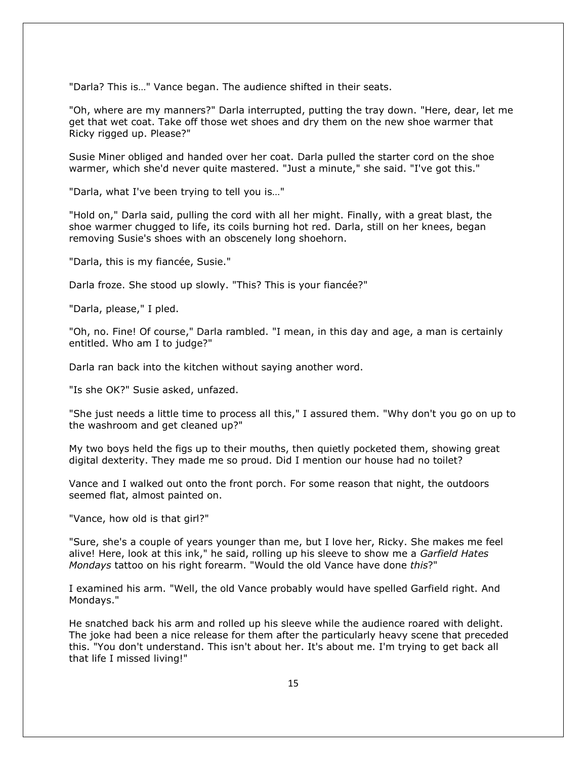"Darla? This is…" Vance began. The audience shifted in their seats.

"Oh, where are my manners?" Darla interrupted, putting the tray down. "Here, dear, let me get that wet coat. Take off those wet shoes and dry them on the new shoe warmer that Ricky rigged up. Please?"

Susie Miner obliged and handed over her coat. Darla pulled the starter cord on the shoe warmer, which she'd never quite mastered. "Just a minute," she said. "I've got this."

"Darla, what I've been trying to tell you is…"

"Hold on," Darla said, pulling the cord with all her might. Finally, with a great blast, the shoe warmer chugged to life, its coils burning hot red. Darla, still on her knees, began removing Susie's shoes with an obscenely long shoehorn.

"Darla, this is my fiancée, Susie."

Darla froze. She stood up slowly. "This? This is your fiancée?"

"Darla, please," I pled.

"Oh, no. Fine! Of course," Darla rambled. "I mean, in this day and age, a man is certainly entitled. Who am I to judge?"

Darla ran back into the kitchen without saying another word.

"Is she OK?" Susie asked, unfazed.

"She just needs a little time to process all this," I assured them. "Why don't you go on up to the washroom and get cleaned up?"

My two boys held the figs up to their mouths, then quietly pocketed them, showing great digital dexterity. They made me so proud. Did I mention our house had no toilet?

Vance and I walked out onto the front porch. For some reason that night, the outdoors seemed flat, almost painted on.

"Vance, how old is that girl?"

"Sure, she's a couple of years younger than me, but I love her, Ricky. She makes me feel alive! Here, look at this ink," he said, rolling up his sleeve to show me a *Garfield Hates Mondays* tattoo on his right forearm. "Would the old Vance have done *this*?"

I examined his arm. "Well, the old Vance probably would have spelled Garfield right. And Mondays."

He snatched back his arm and rolled up his sleeve while the audience roared with delight. The joke had been a nice release for them after the particularly heavy scene that preceded this. "You don't understand. This isn't about her. It's about me. I'm trying to get back all that life I missed living!"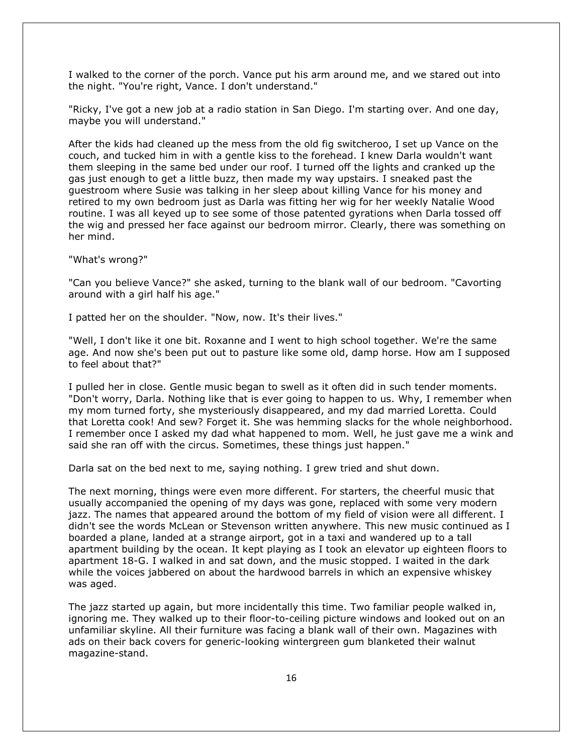I walked to the corner of the porch. Vance put his arm around me, and we stared out into the night. "You're right, Vance. I don't understand."

"Ricky, I've got a new job at a radio station in San Diego. I'm starting over. And one day, maybe you will understand."

After the kids had cleaned up the mess from the old fig switcheroo, I set up Vance on the couch, and tucked him in with a gentle kiss to the forehead. I knew Darla wouldn't want them sleeping in the same bed under our roof. I turned off the lights and cranked up the gas just enough to get a little buzz, then made my way upstairs. I sneaked past the guestroom where Susie was talking in her sleep about killing Vance for his money and retired to my own bedroom just as Darla was fitting her wig for her weekly Natalie Wood routine. I was all keyed up to see some of those patented gyrations when Darla tossed off the wig and pressed her face against our bedroom mirror. Clearly, there was something on her mind.

"What's wrong?"

"Can you believe Vance?" she asked, turning to the blank wall of our bedroom. "Cavorting around with a girl half his age."

I patted her on the shoulder. "Now, now. It's their lives."

"Well, I don't like it one bit. Roxanne and I went to high school together. We're the same age. And now she's been put out to pasture like some old, damp horse. How am I supposed to feel about that?"

I pulled her in close. Gentle music began to swell as it often did in such tender moments. "Don't worry, Darla. Nothing like that is ever going to happen to us. Why, I remember when my mom turned forty, she mysteriously disappeared, and my dad married Loretta. Could that Loretta cook! And sew? Forget it. She was hemming slacks for the whole neighborhood. I remember once I asked my dad what happened to mom. Well, he just gave me a wink and said she ran off with the circus. Sometimes, these things just happen."

Darla sat on the bed next to me, saying nothing. I grew tried and shut down.

The next morning, things were even more different. For starters, the cheerful music that usually accompanied the opening of my days was gone, replaced with some very modern jazz. The names that appeared around the bottom of my field of vision were all different. I didn't see the words McLean or Stevenson written anywhere. This new music continued as I boarded a plane, landed at a strange airport, got in a taxi and wandered up to a tall apartment building by the ocean. It kept playing as I took an elevator up eighteen floors to apartment 18-G. I walked in and sat down, and the music stopped. I waited in the dark while the voices jabbered on about the hardwood barrels in which an expensive whiskey was aged.

The jazz started up again, but more incidentally this time. Two familiar people walked in, ignoring me. They walked up to their floor-to-ceiling picture windows and looked out on an unfamiliar skyline. All their furniture was facing a blank wall of their own. Magazines with ads on their back covers for generic-looking wintergreen gum blanketed their walnut magazine-stand.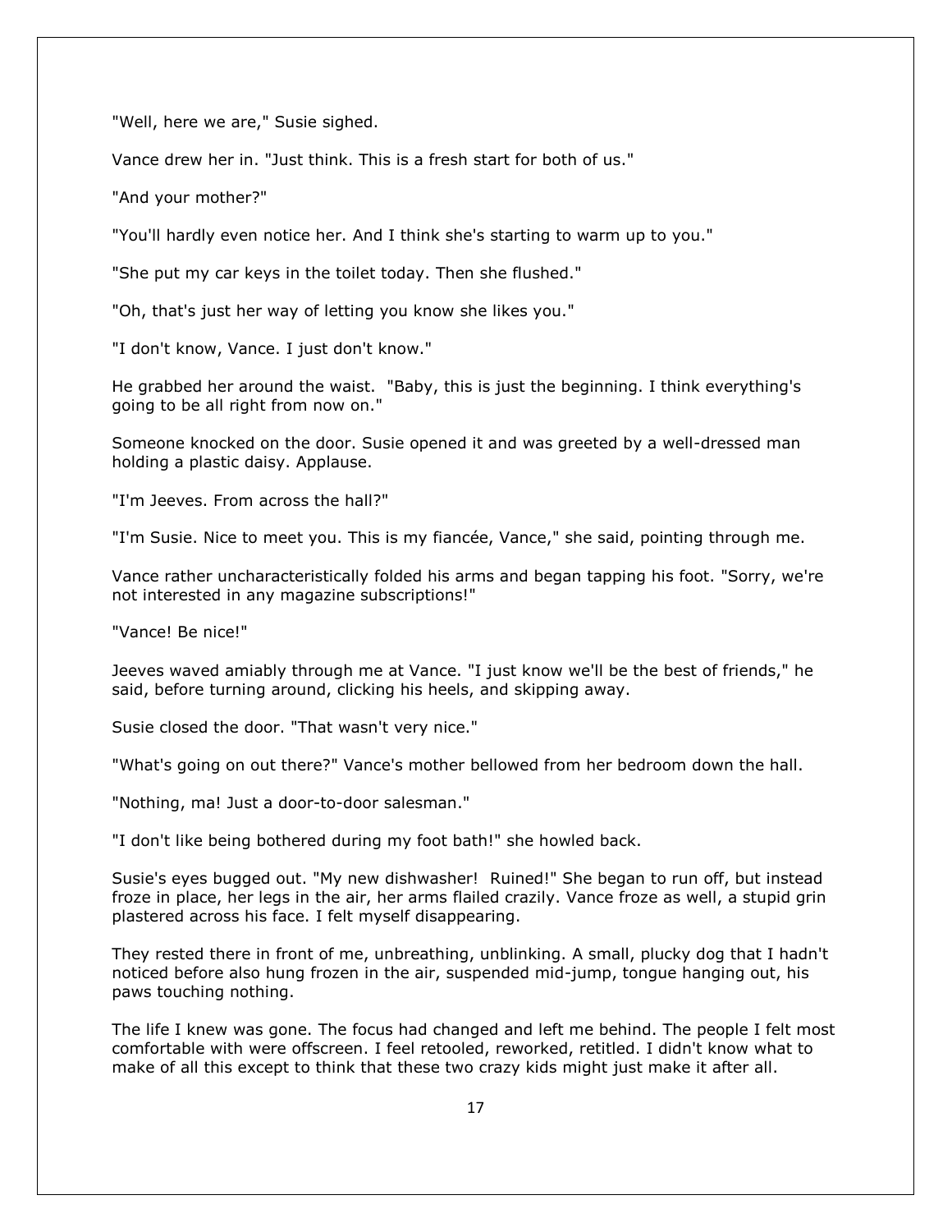"Well, here we are," Susie sighed.

Vance drew her in. "Just think. This is a fresh start for both of us."

"And your mother?"

"You'll hardly even notice her. And I think she's starting to warm up to you."

"She put my car keys in the toilet today. Then she flushed."

"Oh, that's just her way of letting you know she likes you."

"I don't know, Vance. I just don't know."

He grabbed her around the waist. "Baby, this is just the beginning. I think everything's going to be all right from now on."

Someone knocked on the door. Susie opened it and was greeted by a well-dressed man holding a plastic daisy. Applause.

"I'm Jeeves. From across the hall?"

"I'm Susie. Nice to meet you. This is my fiancée, Vance," she said, pointing through me.

Vance rather uncharacteristically folded his arms and began tapping his foot. "Sorry, we're not interested in any magazine subscriptions!"

"Vance! Be nice!"

Jeeves waved amiably through me at Vance. "I just know we'll be the best of friends," he said, before turning around, clicking his heels, and skipping away.

Susie closed the door. "That wasn't very nice."

"What's going on out there?" Vance's mother bellowed from her bedroom down the hall.

"Nothing, ma! Just a door-to-door salesman."

"I don't like being bothered during my foot bath!" she howled back.

Susie's eyes bugged out. "My new dishwasher! Ruined!" She began to run off, but instead froze in place, her legs in the air, her arms flailed crazily. Vance froze as well, a stupid grin plastered across his face. I felt myself disappearing.

They rested there in front of me, unbreathing, unblinking. A small, plucky dog that I hadn't noticed before also hung frozen in the air, suspended mid-jump, tongue hanging out, his paws touching nothing.

The life I knew was gone. The focus had changed and left me behind. The people I felt most comfortable with were offscreen. I feel retooled, reworked, retitled. I didn't know what to make of all this except to think that these two crazy kids might just make it after all.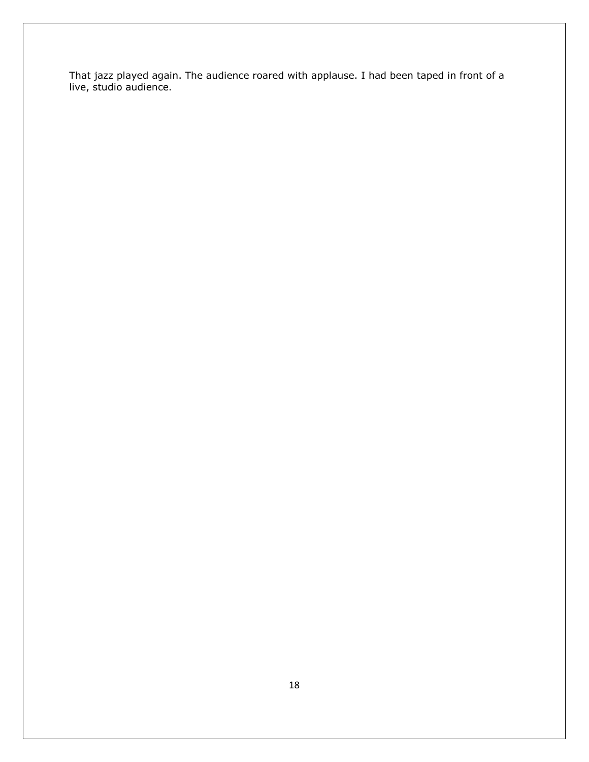That jazz played again. The audience roared with applause. I had been taped in front of a live, studio audience.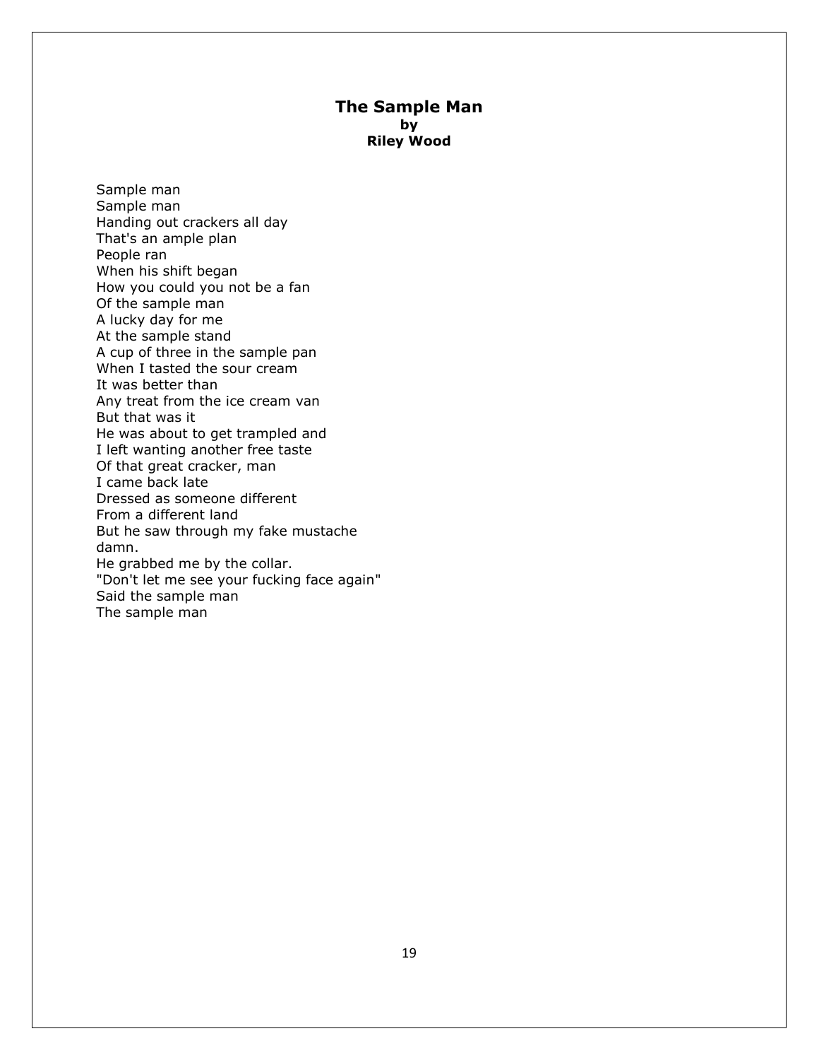# The Sample Man

**by**

**Riley Wood**

Sample man  
Sample man  
Handing out crackers all day  
That's an ample plan  
People ran  
When his shift began  
How you could you not be a fan  
Of the sample man  
A lucky day for me  
At the sample stand  
A cup of three in the sample pan  
When I tasted the sour cream  
It was better than  
Any treat from the ice cream van  
But that was it  
He was about to get trampled and  
I left wanting another free taste  
Of that great cracker, man  
I came back late  
Dressed as someone different  
From a different land  
But he saw through my fake mustache  
damn.  
He grabbed me by the collar.  
"Don't let me see your fucking face again"  
Said the sample man  
The sample man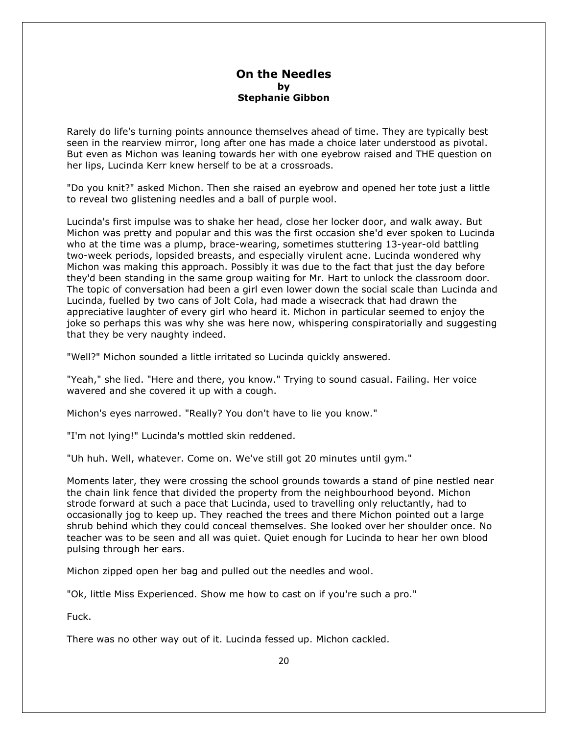## On the Needles
**by**
**Stephanie Gibbon**

Rarely do life's turning points announce themselves ahead of time. They are typically best seen in the rearview mirror, long after one has made a choice later understood as pivotal. But even as Michon was leaning towards her with one eyebrow raised and THE question on her lips, Lucinda Kerr knew herself to be at a crossroads.

"Do you knit?" asked Michon. Then she raised an eyebrow and opened her tote just a little to reveal two glistening needles and a ball of purple wool.

Lucinda's first impulse was to shake her head, close her locker door, and walk away. But Michon was pretty and popular and this was the first occasion she'd ever spoken to Lucinda who at the time was a plump, brace-wearing, sometimes stuttering 13-year-old battling two-week periods, lopsided breasts, and especially virulent acne. Lucinda wondered why Michon was making this approach. Possibly it was due to the fact that just the day before they'd been standing in the same group waiting for Mr. Hart to unlock the classroom door. The topic of conversation had been a girl even lower down the social scale than Lucinda and Lucinda, fuelled by two cans of Jolt Cola, had made a wisecrack that had drawn the appreciative laughter of every girl who heard it. Michon in particular seemed to enjoy the joke so perhaps this was why she was here now, whispering conspiratorially and suggesting that they be very naughty indeed.

"Well?" Michon sounded a little irritated so Lucinda quickly answered.

"Yeah," she lied. "Here and there, you know." Trying to sound casual. Failing. Her voice wavered and she covered it up with a cough.

Michon's eyes narrowed. "Really? You don't have to lie you know."

"I'm not lying!" Lucinda's mottled skin reddened.

"Uh huh. Well, whatever. Come on. We've still got 20 minutes until gym."

Moments later, they were crossing the school grounds towards a stand of pine nestled near the chain link fence that divided the property from the neighbourhood beyond. Michon strode forward at such a pace that Lucinda, used to travelling only reluctantly, had to occasionally jog to keep up. They reached the trees and there Michon pointed out a large shrub behind which they could conceal themselves. She looked over her shoulder once. No teacher was to be seen and all was quiet. Quiet enough for Lucinda to hear her own blood pulsing through her ears.

Michon zipped open her bag and pulled out the needles and wool.

"Ok, little Miss Experienced. Show me how to cast on if you're such a pro."

Fuck.

There was no other way out of it. Lucinda fessed up. Michon cackled.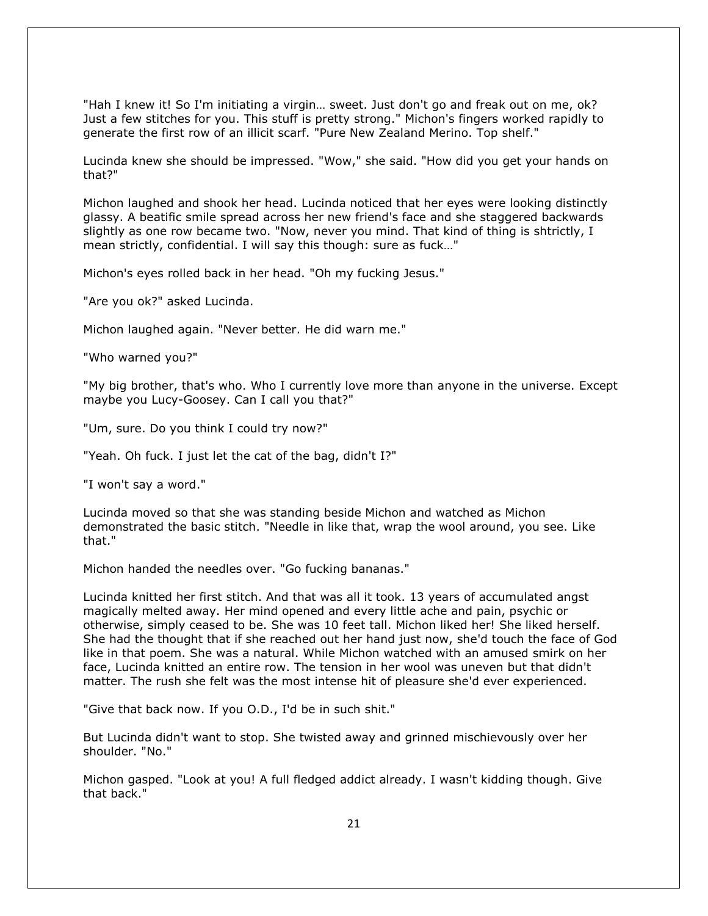"Hah I knew it! So I'm initiating a virgin… sweet. Just don't go and freak out on me, ok? Just a few stitches for you. This stuff is pretty strong." Michon's fingers worked rapidly to generate the first row of an illicit scarf. "Pure New Zealand Merino. Top shelf."

Lucinda knew she should be impressed. "Wow," she said. "How did you get your hands on that?"

Michon laughed and shook her head. Lucinda noticed that her eyes were looking distinctly glassy. A beatific smile spread across her new friend's face and she staggered backwards slightly as one row became two. "Now, never you mind. That kind of thing is shtrictly, I mean strictly, confidential. I will say this though: sure as fuck…"

Michon's eyes rolled back in her head. "Oh my fucking Jesus."

"Are you ok?" asked Lucinda.

Michon laughed again. "Never better. He did warn me."

"Who warned you?"

"My big brother, that's who. Who I currently love more than anyone in the universe. Except maybe you Lucy-Goosey. Can I call you that?"

"Um, sure. Do you think I could try now?"

"Yeah. Oh fuck. I just let the cat of the bag, didn't I?"

"I won't say a word."

Lucinda moved so that she was standing beside Michon and watched as Michon demonstrated the basic stitch. "Needle in like that, wrap the wool around, you see. Like that."

Michon handed the needles over. "Go fucking bananas."

Lucinda knitted her first stitch. And that was all it took. 13 years of accumulated angst magically melted away. Her mind opened and every little ache and pain, psychic or otherwise, simply ceased to be. She was 10 feet tall. Michon liked her! She liked herself. She had the thought that if she reached out her hand just now, she'd touch the face of God like in that poem. She was a natural. While Michon watched with an amused smirk on her face, Lucinda knitted an entire row. The tension in her wool was uneven but that didn't matter. The rush she felt was the most intense hit of pleasure she'd ever experienced.

"Give that back now. If you O.D., I'd be in such shit."

But Lucinda didn't want to stop. She twisted away and grinned mischievously over her shoulder. "No."

Michon gasped. "Look at you! A full fledged addict already. I wasn't kidding though. Give that back."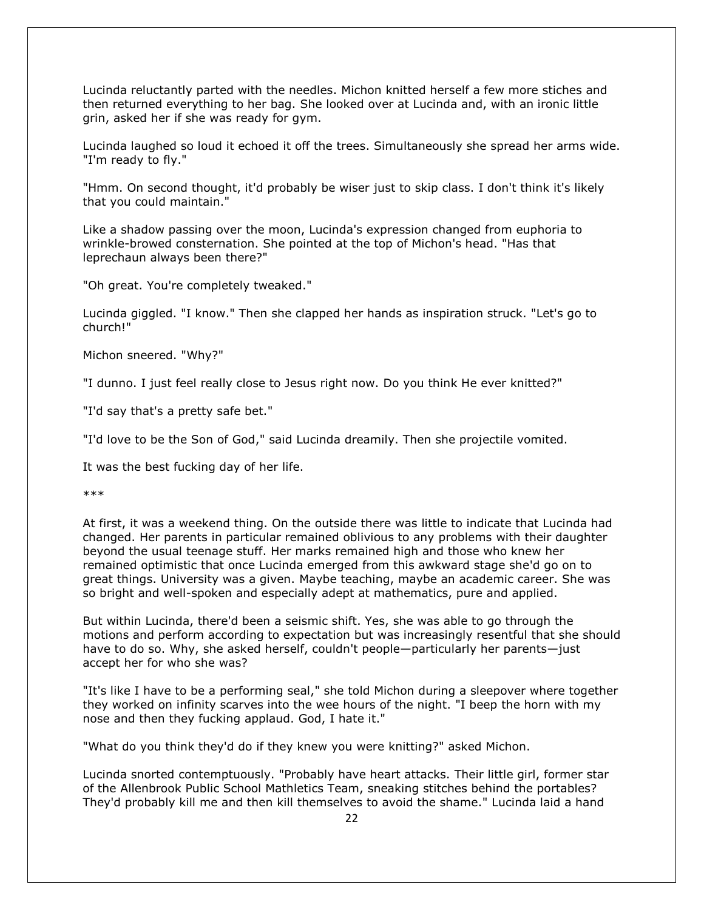Lucinda reluctantly parted with the needles. Michon knitted herself a few more stiches and then returned everything to her bag. She looked over at Lucinda and, with an ironic little grin, asked her if she was ready for gym.

Lucinda laughed so loud it echoed it off the trees. Simultaneously she spread her arms wide. "I'm ready to fly."

"Hmm. On second thought, it'd probably be wiser just to skip class. I don't think it's likely that you could maintain."

Like a shadow passing over the moon, Lucinda's expression changed from euphoria to wrinkle-browed consternation. She pointed at the top of Michon's head. "Has that leprechaun always been there?"

"Oh great. You're completely tweaked."

Lucinda giggled. "I know." Then she clapped her hands as inspiration struck. "Let's go to church!"

Michon sneered. "Why?"

"I dunno. I just feel really close to Jesus right now. Do you think He ever knitted?"

"I'd say that's a pretty safe bet."

"I'd love to be the Son of God," said Lucinda dreamily. Then she projectile vomited.

It was the best fucking day of her life.

***

At first, it was a weekend thing. On the outside there was little to indicate that Lucinda had changed. Her parents in particular remained oblivious to any problems with their daughter beyond the usual teenage stuff. Her marks remained high and those who knew her remained optimistic that once Lucinda emerged from this awkward stage she'd go on to great things. University was a given. Maybe teaching, maybe an academic career. She was so bright and well-spoken and especially adept at mathematics, pure and applied.

But within Lucinda, there'd been a seismic shift. Yes, she was able to go through the motions and perform according to expectation but was increasingly resentful that she should have to do so. Why, she asked herself, couldn't people—particularly her parents—just accept her for who she was?

"It's like I have to be a performing seal," she told Michon during a sleepover where together they worked on infinity scarves into the wee hours of the night. "I beep the horn with my nose and then they fucking applaud. God, I hate it."

"What do you think they'd do if they knew you were knitting?" asked Michon.

Lucinda snorted contemptuously. "Probably have heart attacks. Their little girl, former star of the Allenbrook Public School Mathletics Team, sneaking stitches behind the portables? They'd probably kill me and then kill themselves to avoid the shame." Lucinda laid a hand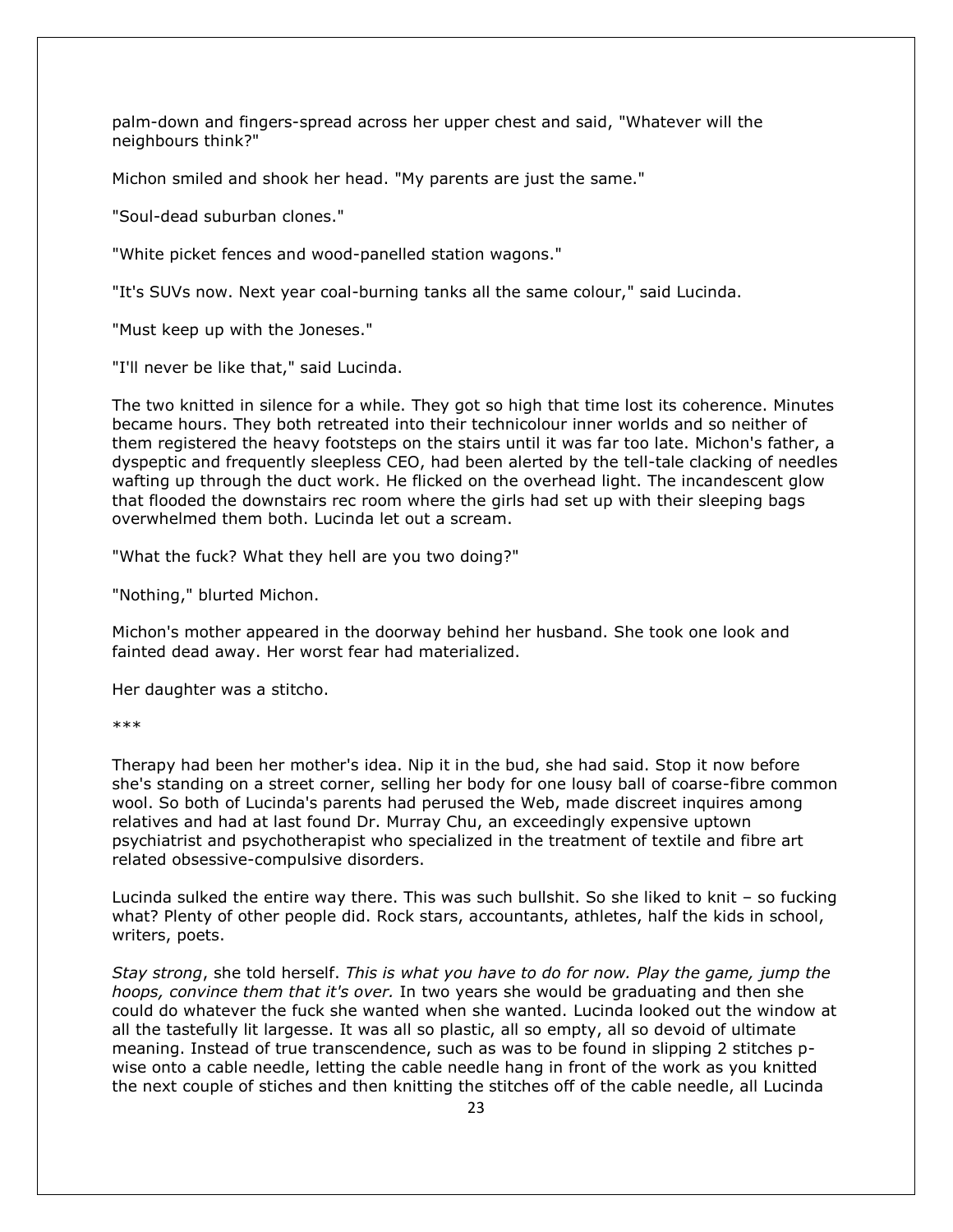palm-down and fingers-spread across her upper chest and said, "Whatever will the neighbours think?"

Michon smiled and shook her head. "My parents are just the same."

"Soul-dead suburban clones."

"White picket fences and wood-panelled station wagons."

"It's SUVs now. Next year coal-burning tanks all the same colour," said Lucinda.

"Must keep up with the Joneses."

"I'll never be like that," said Lucinda.

The two knitted in silence for a while. They got so high that time lost its coherence. Minutes became hours. They both retreated into their technicolour inner worlds and so neither of them registered the heavy footsteps on the stairs until it was far too late. Michon's father, a dyspeptic and frequently sleepless CEO, had been alerted by the tell-tale clacking of needles wafting up through the duct work. He flicked on the overhead light. The incandescent glow that flooded the downstairs rec room where the girls had set up with their sleeping bags overwhelmed them both. Lucinda let out a scream.

"What the fuck? What they hell are you two doing?"

"Nothing," blurted Michon.

Michon's mother appeared in the doorway behind her husband. She took one look and fainted dead away. Her worst fear had materialized.

Her daughter was a stitcho.

***

Therapy had been her mother's idea. Nip it in the bud, she had said. Stop it now before she's standing on a street corner, selling her body for one lousy ball of coarse-fibre common wool. So both of Lucinda's parents had perused the Web, made discreet inquires among relatives and had at last found Dr. Murray Chu, an exceedingly expensive uptown psychiatrist and psychotherapist who specialized in the treatment of textile and fibre art related obsessive-compulsive disorders.

Lucinda sulked the entire way there. This was such bullshit. So she liked to knit – so fucking what? Plenty of other people did. Rock stars, accountants, athletes, half the kids in school, writers, poets.

*Stay strong*, she told herself. *This is what you have to do for now. Play the game, jump the hoops, convince them that it's over.* In two years she would be graduating and then she could do whatever the fuck she wanted when she wanted. Lucinda looked out the window at all the tastefully lit largesse. It was all so plastic, all so empty, all so devoid of ultimate meaning. Instead of true transcendence, such as was to be found in slipping 2 stitches p-wise onto a cable needle, letting the cable needle hang in front of the work as you knitted the next couple of stiches and then knitting the stitches off of the cable needle, all Lucinda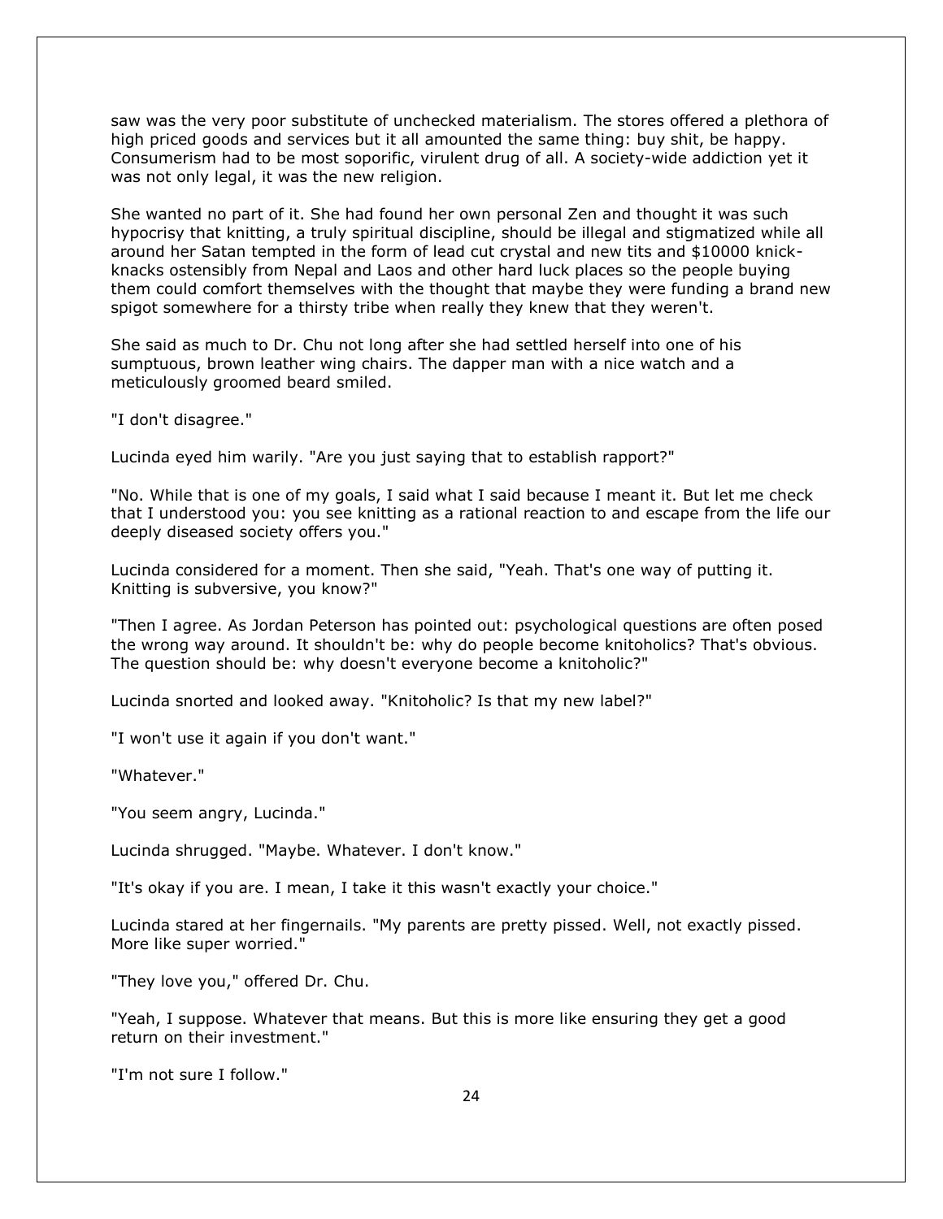saw was the very poor substitute of unchecked materialism. The stores offered a plethora of high priced goods and services but it all amounted the same thing: buy shit, be happy. Consumerism had to be most soporific, virulent drug of all. A society-wide addiction yet it was not only legal, it was the new religion.

She wanted no part of it. She had found her own personal Zen and thought it was such hypocrisy that knitting, a truly spiritual discipline, should be illegal and stigmatized while all around her Satan tempted in the form of lead cut crystal and new tits and $10000 knick-knacks ostensibly from Nepal and Laos and other hard luck places so the people buying them could comfort themselves with the thought that maybe they were funding a brand new spigot somewhere for a thirsty tribe when really they knew that they weren't.

She said as much to Dr. Chu not long after she had settled herself into one of his sumptuous, brown leather wing chairs. The dapper man with a nice watch and a meticulously groomed beard smiled.

"I don't disagree."

Lucinda eyed him warily. "Are you just saying that to establish rapport?"

"No. While that is one of my goals, I said what I said because I meant it. But let me check that I understood you: you see knitting as a rational reaction to and escape from the life our deeply diseased society offers you."

Lucinda considered for a moment. Then she said, "Yeah. That's one way of putting it. Knitting is subversive, you know?"

"Then I agree. As Jordan Peterson has pointed out: psychological questions are often posed the wrong way around. It shouldn't be: why do people become knitoholics? That's obvious. The question should be: why doesn't everyone become a knitoholic?"

Lucinda snorted and looked away. "Knitoholic? Is that my new label?"

"I won't use it again if you don't want."

"Whatever."

"You seem angry, Lucinda."

Lucinda shrugged. "Maybe. Whatever. I don't know."

"It's okay if you are. I mean, I take it this wasn't exactly your choice."

Lucinda stared at her fingernails. "My parents are pretty pissed. Well, not exactly pissed. More like super worried."

"They love you," offered Dr. Chu.

"Yeah, I suppose. Whatever that means. But this is more like ensuring they get a good return on their investment."

"I'm not sure I follow."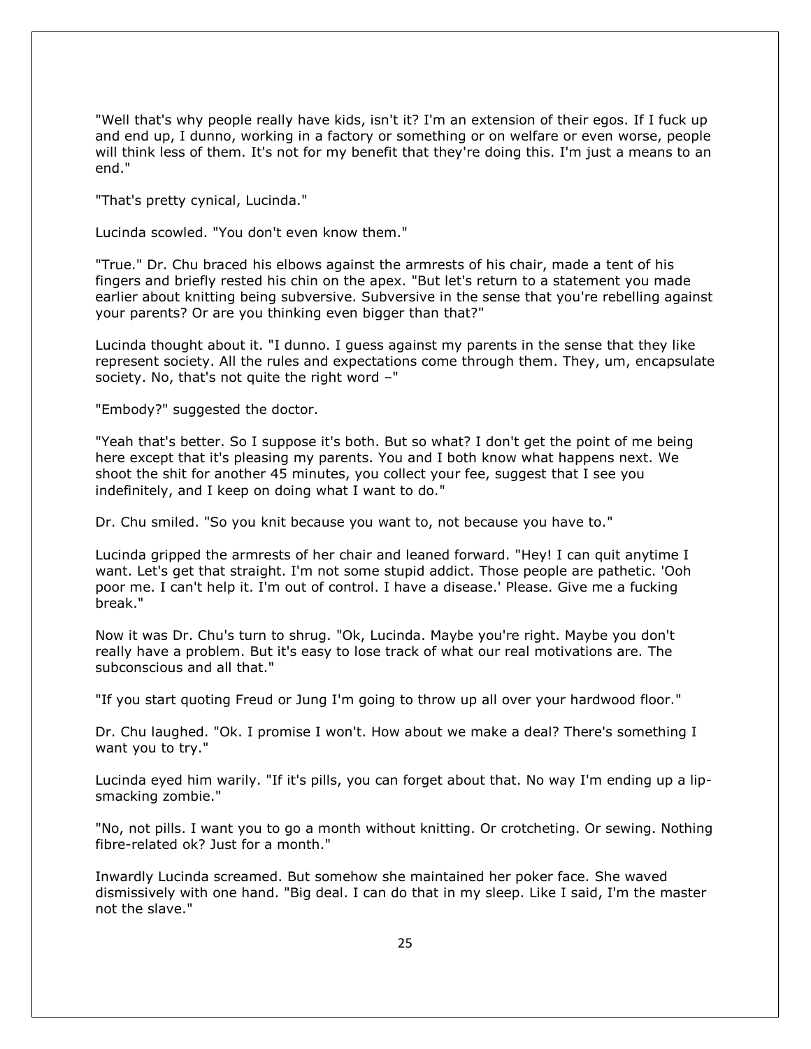"Well that's why people really have kids, isn't it? I'm an extension of their egos. If I fuck up and end up, I dunno, working in a factory or something or on welfare or even worse, people will think less of them. It's not for my benefit that they're doing this. I'm just a means to an end."

"That's pretty cynical, Lucinda."

Lucinda scowled. "You don't even know them."

"True." Dr. Chu braced his elbows against the armrests of his chair, made a tent of his fingers and briefly rested his chin on the apex. "But let's return to a statement you made earlier about knitting being subversive. Subversive in the sense that you're rebelling against your parents? Or are you thinking even bigger than that?"

Lucinda thought about it. "I dunno. I guess against my parents in the sense that they like represent society. All the rules and expectations come through them. They, um, encapsulate society. No, that's not quite the right word –"

"Embody?" suggested the doctor.

"Yeah that's better. So I suppose it's both. But so what? I don't get the point of me being here except that it's pleasing my parents. You and I both know what happens next. We shoot the shit for another 45 minutes, you collect your fee, suggest that I see you indefinitely, and I keep on doing what I want to do."

Dr. Chu smiled. "So you knit because you want to, not because you have to."

Lucinda gripped the armrests of her chair and leaned forward. "Hey! I can quit anytime I want. Let's get that straight. I'm not some stupid addict. Those people are pathetic. 'Ooh poor me. I can't help it. I'm out of control. I have a disease.' Please. Give me a fucking break."

Now it was Dr. Chu's turn to shrug. "Ok, Lucinda. Maybe you're right. Maybe you don't really have a problem. But it's easy to lose track of what our real motivations are. The subconscious and all that."

"If you start quoting Freud or Jung I'm going to throw up all over your hardwood floor."

Dr. Chu laughed. "Ok. I promise I won't. How about we make a deal? There's something I want you to try."

Lucinda eyed him warily. "If it's pills, you can forget about that. No way I'm ending up a lip-smacking zombie."

"No, not pills. I want you to go a month without knitting. Or crotcheting. Or sewing. Nothing fibre-related ok? Just for a month."

Inwardly Lucinda screamed. But somehow she maintained her poker face. She waved dismissively with one hand. "Big deal. I can do that in my sleep. Like I said, I'm the master not the slave."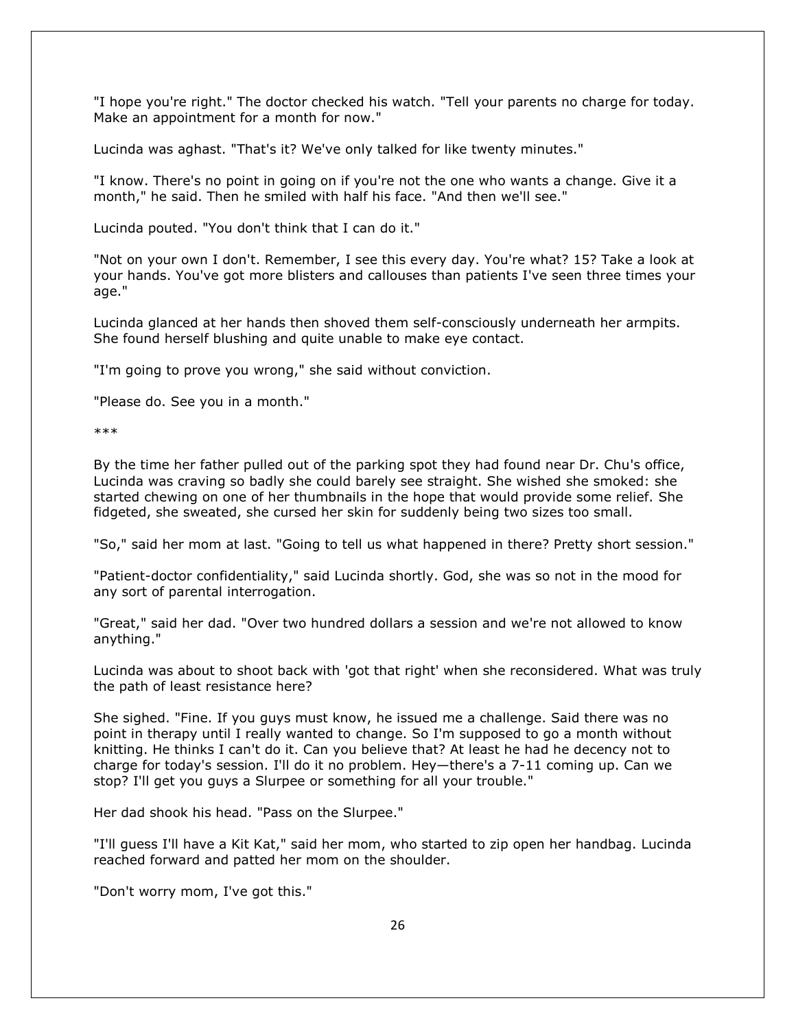"I hope you're right." The doctor checked his watch. "Tell your parents no charge for today. Make an appointment for a month for now."

Lucinda was aghast. "That's it? We've only talked for like twenty minutes."

"I know. There's no point in going on if you're not the one who wants a change. Give it a month," he said. Then he smiled with half his face. "And then we'll see."

Lucinda pouted. "You don't think that I can do it."

"Not on your own I don't. Remember, I see this every day. You're what? 15? Take a look at your hands. You've got more blisters and callouses than patients I've seen three times your age."

Lucinda glanced at her hands then shoved them self-consciously underneath her armpits. She found herself blushing and quite unable to make eye contact.

"I'm going to prove you wrong," she said without conviction.

"Please do. See you in a month."

***

By the time her father pulled out of the parking spot they had found near Dr. Chu's office, Lucinda was craving so badly she could barely see straight. She wished she smoked: she started chewing on one of her thumbnails in the hope that would provide some relief. She fidgeted, she sweated, she cursed her skin for suddenly being two sizes too small.

"So," said her mom at last. "Going to tell us what happened in there? Pretty short session."

"Patient-doctor confidentiality," said Lucinda shortly. God, she was so not in the mood for any sort of parental interrogation.

"Great," said her dad. "Over two hundred dollars a session and we're not allowed to know anything."

Lucinda was about to shoot back with 'got that right' when she reconsidered. What was truly the path of least resistance here?

She sighed. "Fine. If you guys must know, he issued me a challenge. Said there was no point in therapy until I really wanted to change. So I'm supposed to go a month without knitting. He thinks I can't do it. Can you believe that? At least he had he decency not to charge for today's session. I'll do it no problem. Hey—there's a 7-11 coming up. Can we stop? I'll get you guys a Slurpee or something for all your trouble."

Her dad shook his head. "Pass on the Slurpee."

"I'll guess I'll have a Kit Kat," said her mom, who started to zip open her handbag. Lucinda reached forward and patted her mom on the shoulder.

"Don't worry mom, I've got this."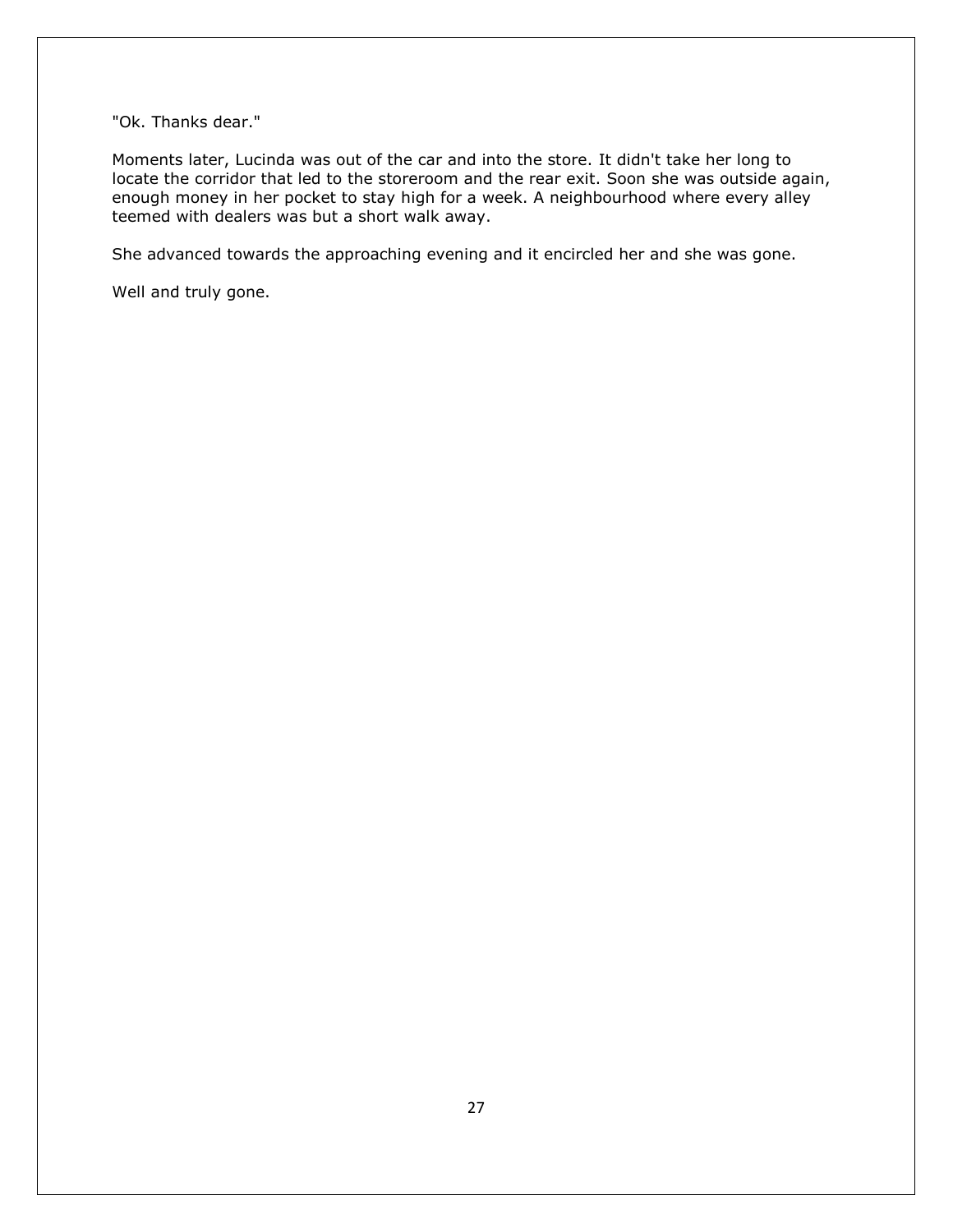"Ok. Thanks dear."

Moments later, Lucinda was out of the car and into the store. It didn't take her long to locate the corridor that led to the storeroom and the rear exit. Soon she was outside again, enough money in her pocket to stay high for a week. A neighbourhood where every alley teemed with dealers was but a short walk away.

She advanced towards the approaching evening and it encircled her and she was gone.

Well and truly gone.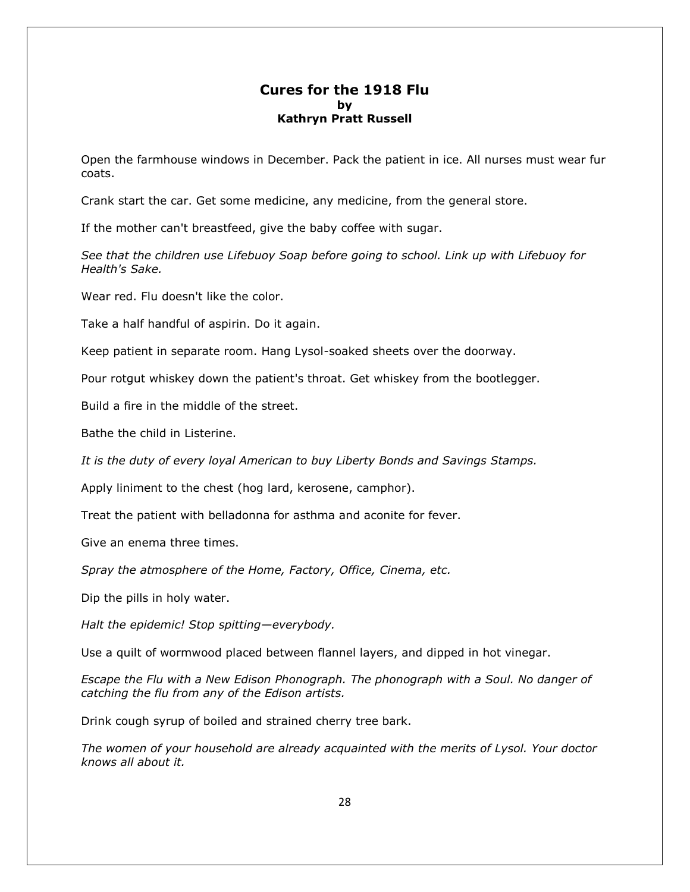# Cures for the 1918 Flu

**by**
**Kathryn Pratt Russell**

Open the farmhouse windows in December. Pack the patient in ice. All nurses must wear fur coats.

Crank start the car. Get some medicine, any medicine, from the general store.

If the mother can't breastfeed, give the baby coffee with sugar.

*See that the children use Lifebuoy Soap before going to school. Link up with Lifebuoy for Health's Sake.*

Wear red. Flu doesn't like the color.

Take a half handful of aspirin. Do it again.

Keep patient in separate room. Hang Lysol-soaked sheets over the doorway.

Pour rotgut whiskey down the patient's throat. Get whiskey from the bootlegger.

Build a fire in the middle of the street.

Bathe the child in Listerine.

*It is the duty of every loyal American to buy Liberty Bonds and Savings Stamps.*

Apply liniment to the chest (hog lard, kerosene, camphor).

Treat the patient with belladonna for asthma and aconite for fever.

Give an enema three times.

*Spray the atmosphere of the Home, Factory, Office, Cinema, etc.*

Dip the pills in holy water.

*Halt the epidemic! Stop spitting—everybody.*

Use a quilt of wormwood placed between flannel layers, and dipped in hot vinegar.

*Escape the Flu with a New Edison Phonograph. The phonograph with a Soul. No danger of catching the flu from any of the Edison artists.*

Drink cough syrup of boiled and strained cherry tree bark.

*The women of your household are already acquainted with the merits of Lysol. Your doctor knows all about it.*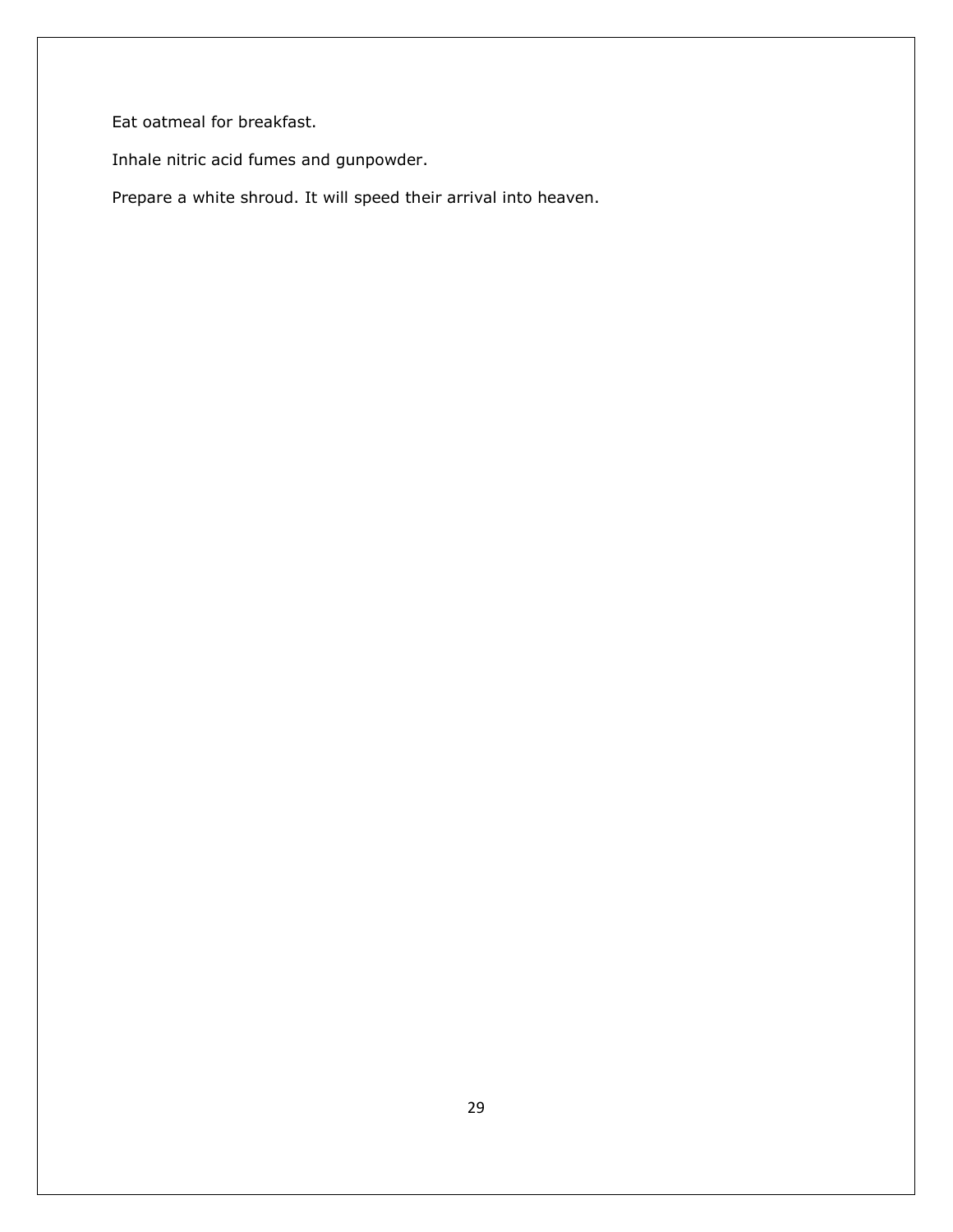Eat oatmeal for breakfast.

Inhale nitric acid fumes and gunpowder.

Prepare a white shroud. It will speed their arrival into heaven.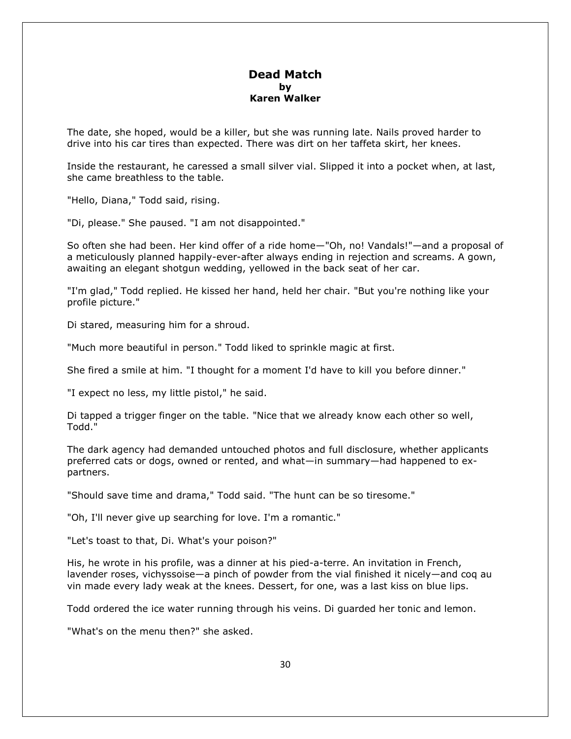# Dead Match

**by**

**Karen Walker**

The date, she hoped, would be a killer, but she was running late. Nails proved harder to drive into his car tires than expected. There was dirt on her taffeta skirt, her knees.

Inside the restaurant, he caressed a small silver vial. Slipped it into a pocket when, at last, she came breathless to the table.

"Hello, Diana," Todd said, rising.

"Di, please." She paused. "I am not disappointed."

So often she had been. Her kind offer of a ride home—"Oh, no! Vandals!"—and a proposal of a meticulously planned happily-ever-after always ending in rejection and screams. A gown, awaiting an elegant shotgun wedding, yellowed in the back seat of her car.

"I'm glad," Todd replied. He kissed her hand, held her chair. "But you're nothing like your profile picture."

Di stared, measuring him for a shroud.

"Much more beautiful in person." Todd liked to sprinkle magic at first.

She fired a smile at him. "I thought for a moment I'd have to kill you before dinner."

"I expect no less, my little pistol," he said.

Di tapped a trigger finger on the table. "Nice that we already know each other so well, Todd."

The dark agency had demanded untouched photos and full disclosure, whether applicants preferred cats or dogs, owned or rented, and what—in summary—had happened to ex-partners.

"Should save time and drama," Todd said. "The hunt can be so tiresome."

"Oh, I'll never give up searching for love. I'm a romantic."

"Let's toast to that, Di. What's your poison?"

His, he wrote in his profile, was a dinner at his pied-a-terre. An invitation in French, lavender roses, vichyssoise—a pinch of powder from the vial finished it nicely—and coq au vin made every lady weak at the knees. Dessert, for one, was a last kiss on blue lips.

Todd ordered the ice water running through his veins. Di guarded her tonic and lemon.

"What's on the menu then?" she asked.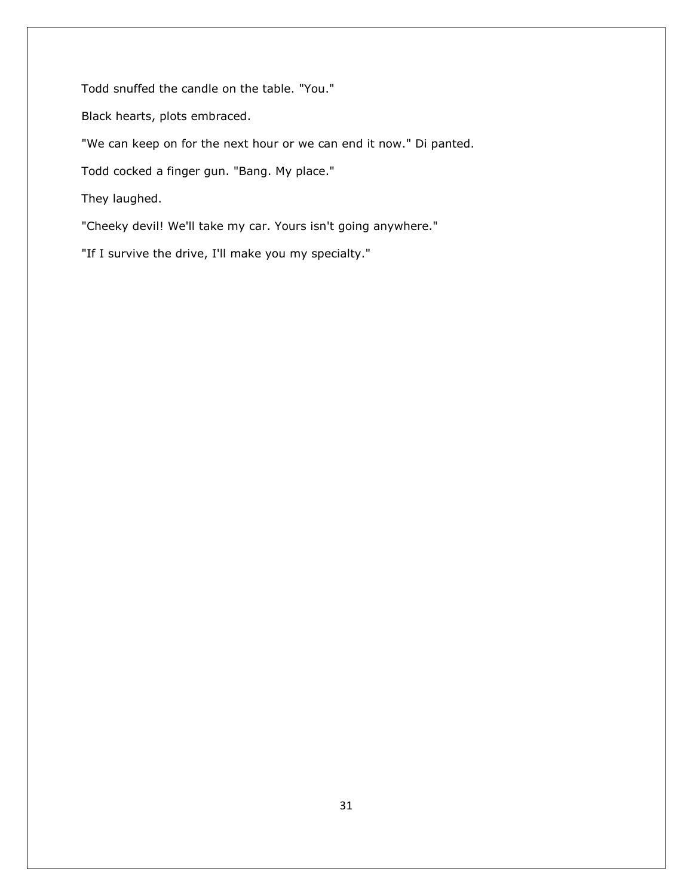Todd snuffed the candle on the table. "You."

Black hearts, plots embraced.

"We can keep on for the next hour or we can end it now." Di panted.

Todd cocked a finger gun. "Bang. My place."

They laughed.

"Cheeky devil! We'll take my car. Yours isn't going anywhere."

"If I survive the drive, I'll make you my specialty."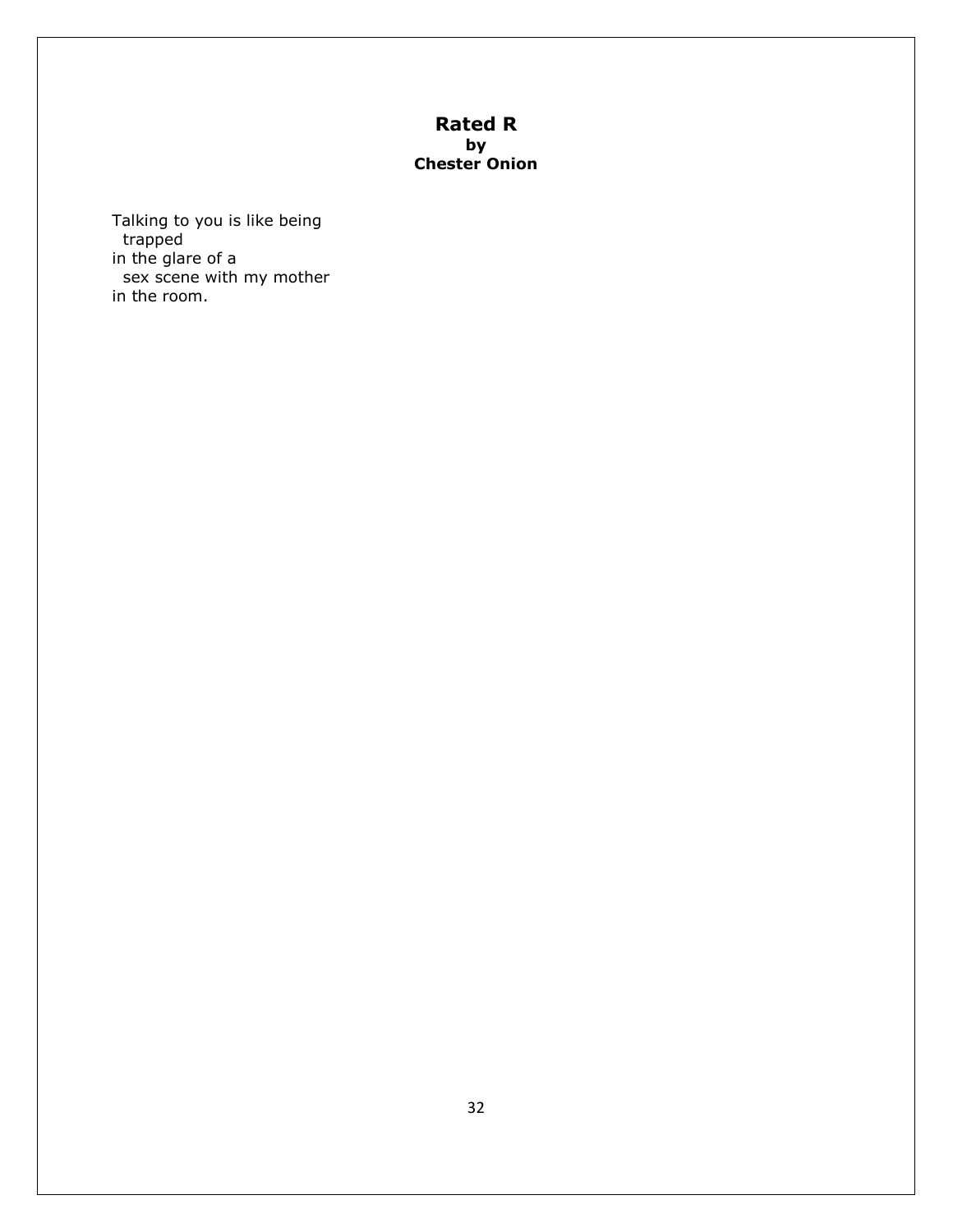# Rated R
**by**
**Chester Onion**

Talking to you is like being
  trapped
in the glare of a
  sex scene with my mother
in the room.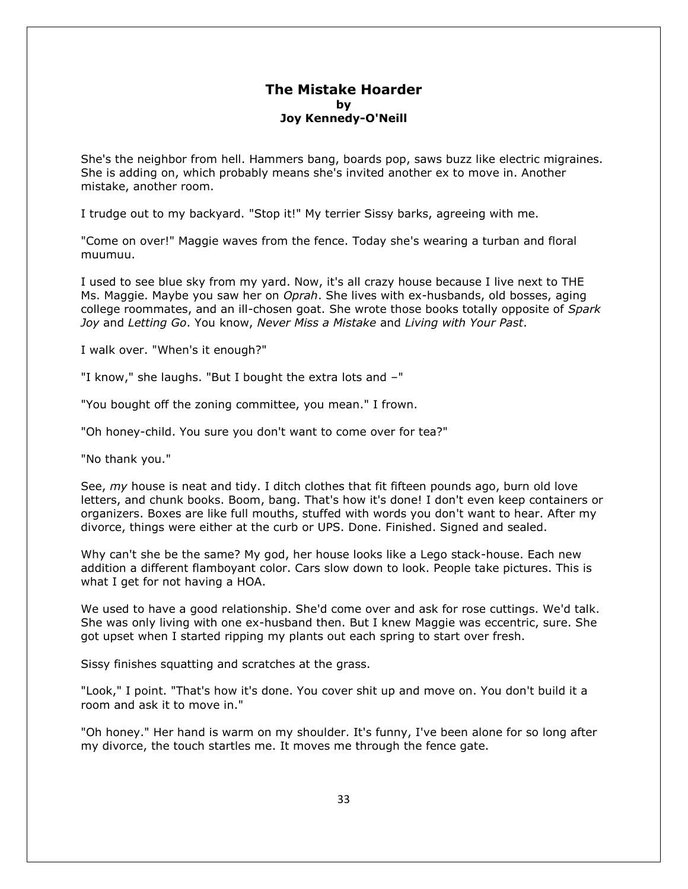# The Mistake Hoarder

**by**

**Joy Kennedy-O'Neill**

She's the neighbor from hell. Hammers bang, boards pop, saws buzz like electric migraines. She is adding on, which probably means she's invited another ex to move in. Another mistake, another room.

I trudge out to my backyard. "Stop it!" My terrier Sissy barks, agreeing with me.

"Come on over!" Maggie waves from the fence. Today she's wearing a turban and floral muumuu.

I used to see blue sky from my yard. Now, it's all crazy house because I live next to THE Ms. Maggie. Maybe you saw her on *Oprah*. She lives with ex-husbands, old bosses, aging college roommates, and an ill-chosen goat. She wrote those books totally opposite of *Spark Joy* and *Letting Go*. You know, *Never Miss a Mistake* and *Living with Your Past*.

I walk over. "When's it enough?"

"I know," she laughs. "But I bought the extra lots and –"

"You bought off the zoning committee, you mean." I frown.

"Oh honey-child. You sure you don't want to come over for tea?"

"No thank you."

See, *my* house is neat and tidy. I ditch clothes that fit fifteen pounds ago, burn old love letters, and chunk books. Boom, bang. That's how it's done! I don't even keep containers or organizers. Boxes are like full mouths, stuffed with words you don't want to hear. After my divorce, things were either at the curb or UPS. Done. Finished. Signed and sealed.

Why can't she be the same? My god, her house looks like a Lego stack-house. Each new addition a different flamboyant color. Cars slow down to look. People take pictures. This is what I get for not having a HOA.

We used to have a good relationship. She'd come over and ask for rose cuttings. We'd talk. She was only living with one ex-husband then. But I knew Maggie was eccentric, sure. She got upset when I started ripping my plants out each spring to start over fresh.

Sissy finishes squatting and scratches at the grass.

"Look," I point. "That's how it's done. You cover shit up and move on. You don't build it a room and ask it to move in."

"Oh honey." Her hand is warm on my shoulder. It's funny, I've been alone for so long after my divorce, the touch startles me. It moves me through the fence gate.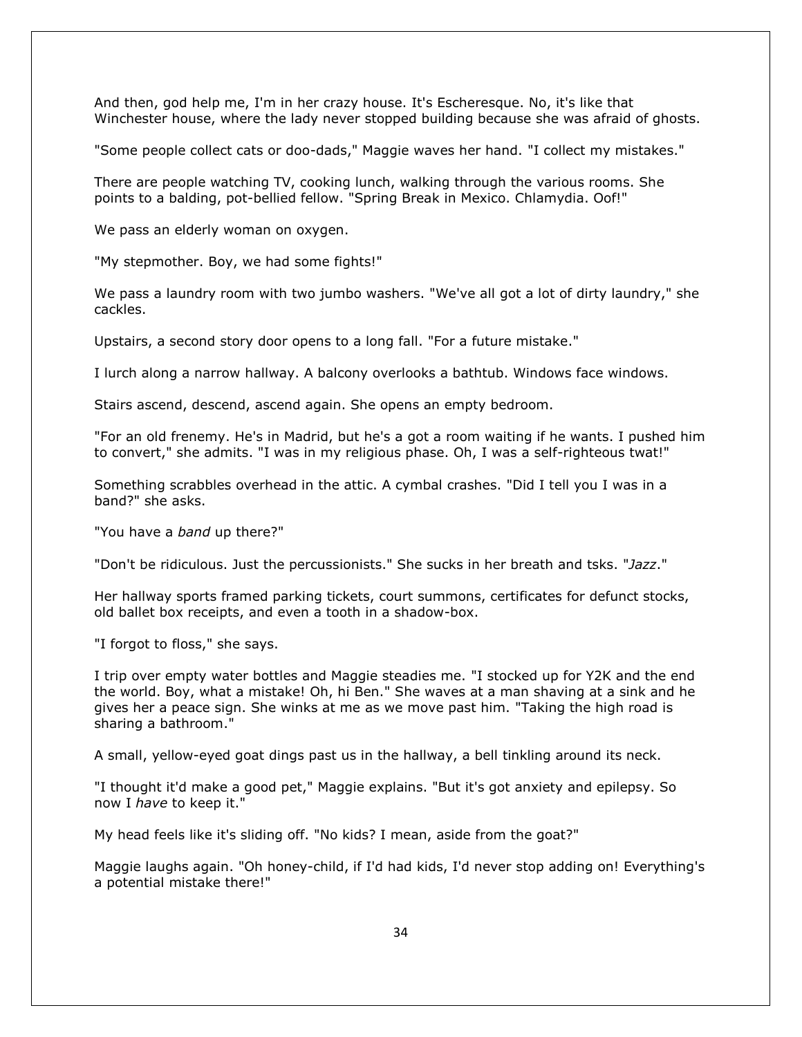And then, god help me, I'm in her crazy house. It's Escheresque. No, it's like that Winchester house, where the lady never stopped building because she was afraid of ghosts.

"Some people collect cats or doo-dads," Maggie waves her hand. "I collect my mistakes."

There are people watching TV, cooking lunch, walking through the various rooms. She points to a balding, pot-bellied fellow. "Spring Break in Mexico. Chlamydia. Oof!"

We pass an elderly woman on oxygen.

"My stepmother. Boy, we had some fights!"

We pass a laundry room with two jumbo washers. "We've all got a lot of dirty laundry," she cackles.

Upstairs, a second story door opens to a long fall. "For a future mistake."

I lurch along a narrow hallway. A balcony overlooks a bathtub. Windows face windows.

Stairs ascend, descend, ascend again. She opens an empty bedroom.

"For an old frenemy. He's in Madrid, but he's a got a room waiting if he wants. I pushed him to convert," she admits. "I was in my religious phase. Oh, I was a self-righteous twat!"

Something scrabbles overhead in the attic. A cymbal crashes. "Did I tell you I was in a band?" she asks.

"You have a *band* up there?"

"Don't be ridiculous. Just the percussionists." She sucks in her breath and tsks. "*Jazz*."

Her hallway sports framed parking tickets, court summons, certificates for defunct stocks, old ballet box receipts, and even a tooth in a shadow-box.

"I forgot to floss," she says.

I trip over empty water bottles and Maggie steadies me. "I stocked up for Y2K and the end the world. Boy, what a mistake! Oh, hi Ben." She waves at a man shaving at a sink and he gives her a peace sign. She winks at me as we move past him. "Taking the high road is sharing a bathroom."

A small, yellow-eyed goat dings past us in the hallway, a bell tinkling around its neck.

"I thought it'd make a good pet," Maggie explains. "But it's got anxiety and epilepsy. So now I *have* to keep it."

My head feels like it's sliding off. "No kids? I mean, aside from the goat?"

Maggie laughs again. "Oh honey-child, if I'd had kids, I'd never stop adding on! Everything's a potential mistake there!"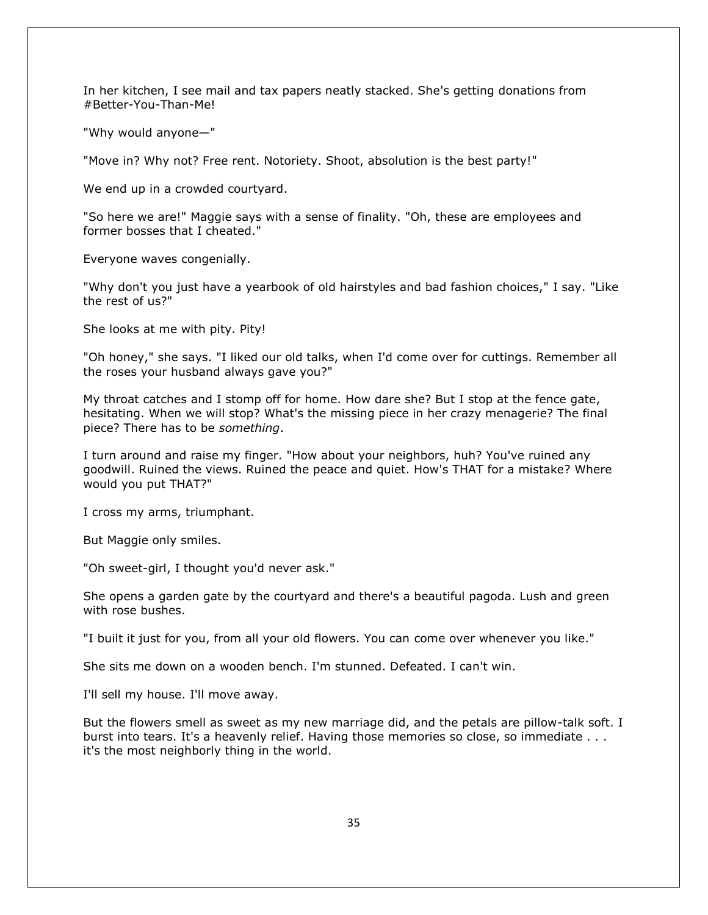In her kitchen, I see mail and tax papers neatly stacked. She's getting donations from #Better-You-Than-Me!

"Why would anyone—"

"Move in? Why not? Free rent. Notoriety. Shoot, absolution is the best party!"

We end up in a crowded courtyard.

"So here we are!" Maggie says with a sense of finality. "Oh, these are employees and former bosses that I cheated."

Everyone waves congenially.

"Why don't you just have a yearbook of old hairstyles and bad fashion choices," I say. "Like the rest of us?"

She looks at me with pity. Pity!

"Oh honey," she says. "I liked our old talks, when I'd come over for cuttings. Remember all the roses your husband always gave you?"

My throat catches and I stomp off for home. How dare she? But I stop at the fence gate, hesitating. When we will stop? What's the missing piece in her crazy menagerie? The final piece? There has to be *something*.

I turn around and raise my finger. "How about your neighbors, huh? You've ruined any goodwill. Ruined the views. Ruined the peace and quiet. How's THAT for a mistake? Where would you put THAT?"

I cross my arms, triumphant.

But Maggie only smiles.

"Oh sweet-girl, I thought you'd never ask."

She opens a garden gate by the courtyard and there's a beautiful pagoda. Lush and green with rose bushes.

"I built it just for you, from all your old flowers. You can come over whenever you like."

She sits me down on a wooden bench. I'm stunned. Defeated. I can't win.

I'll sell my house. I'll move away.

But the flowers smell as sweet as my new marriage did, and the petals are pillow-talk soft. I burst into tears. It's a heavenly relief. Having those memories so close, so immediate . . . it's the most neighborly thing in the world.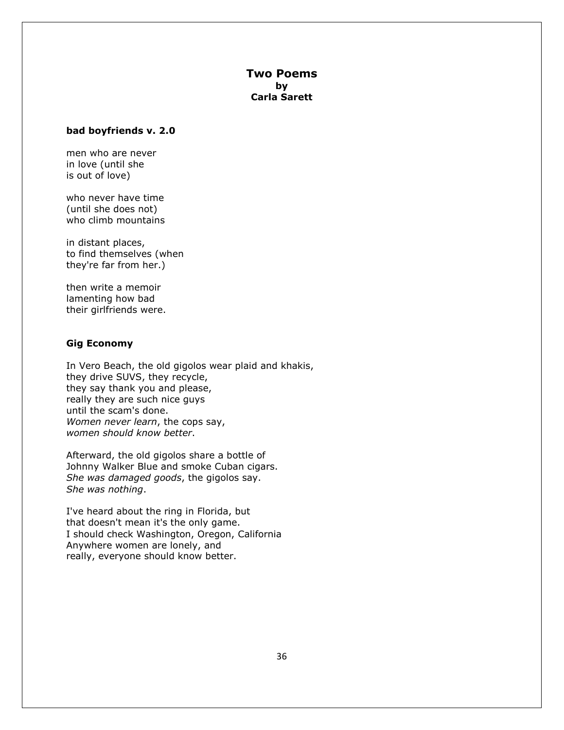# Two Poems
## by
## Carla Sarett

### bad boyfriends v. 2.0

men who are never  
in love (until she  
is out of love)

who never have time  
(until she does not)  
who climb mountains

in distant places,  
to find themselves (when  
they're far from her.)

then write a memoir  
lamenting how bad  
their girlfriends were.

### Gig Economy

In Vero Beach, the old gigolos wear plaid and khakis,  
they drive SUVS, they recycle,  
they say thank you and please,  
really they are such nice guys  
until the scam's done.  
*Women never learn*, the cops say,  
*women should know better*.

Afterward, the old gigolos share a bottle of  
Johnny Walker Blue and smoke Cuban cigars.  
*She was damaged goods*, the gigolos say.  
*She was nothing*.

I've heard about the ring in Florida, but  
that doesn't mean it's the only game.  
I should check Washington, Oregon, California  
Anywhere women are lonely, and  
really, everyone should know better.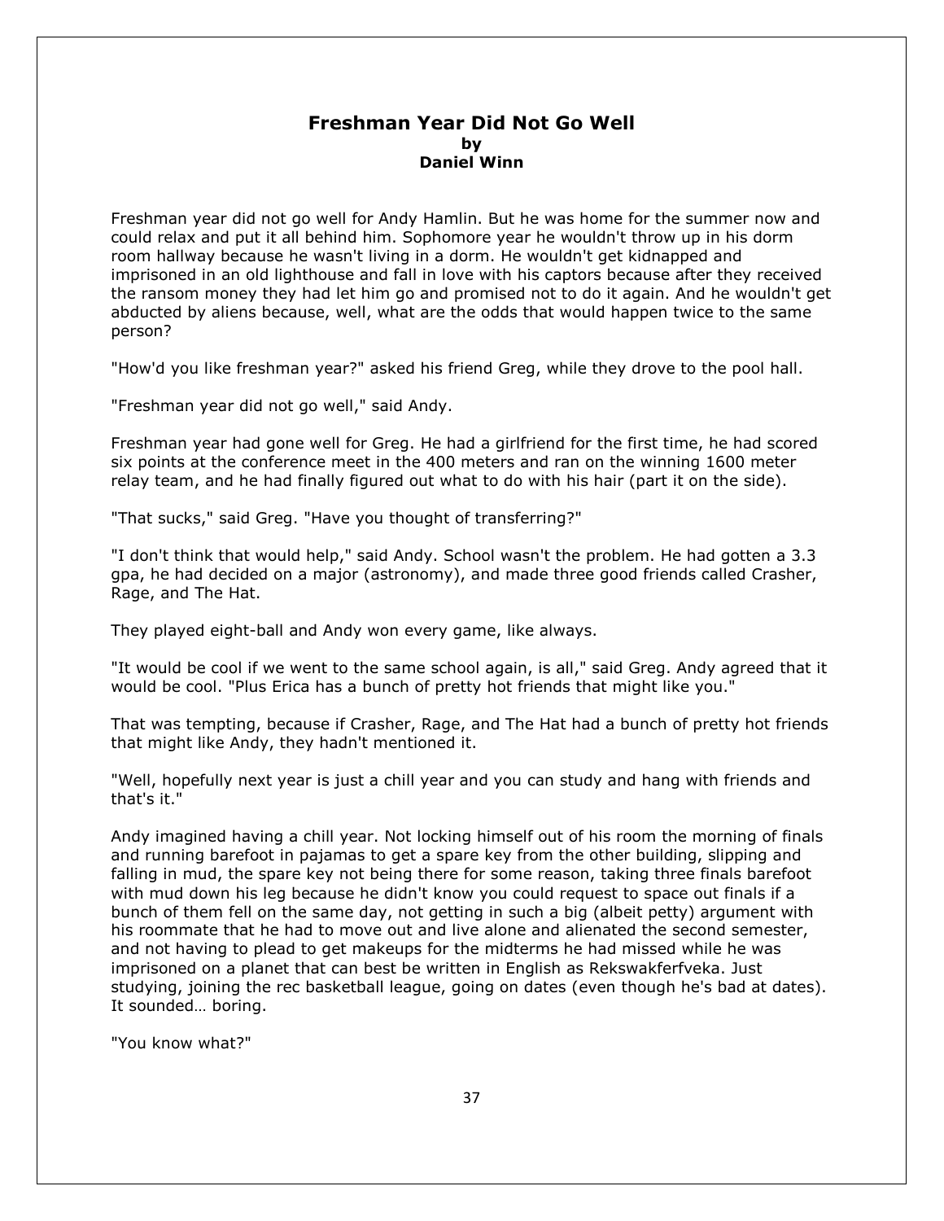# Freshman Year Did Not Go Well

**by**

**Daniel Winn**

Freshman year did not go well for Andy Hamlin. But he was home for the summer now and could relax and put it all behind him. Sophomore year he wouldn't throw up in his dorm room hallway because he wasn't living in a dorm. He wouldn't get kidnapped and imprisoned in an old lighthouse and fall in love with his captors because after they received the ransom money they had let him go and promised not to do it again. And he wouldn't get abducted by aliens because, well, what are the odds that would happen twice to the same person?

"How'd you like freshman year?" asked his friend Greg, while they drove to the pool hall.

"Freshman year did not go well," said Andy.

Freshman year had gone well for Greg. He had a girlfriend for the first time, he had scored six points at the conference meet in the 400 meters and ran on the winning 1600 meter relay team, and he had finally figured out what to do with his hair (part it on the side).

"That sucks," said Greg. "Have you thought of transferring?"

"I don't think that would help," said Andy. School wasn't the problem. He had gotten a 3.3 gpa, he had decided on a major (astronomy), and made three good friends called Crasher, Rage, and The Hat.

They played eight-ball and Andy won every game, like always.

"It would be cool if we went to the same school again, is all," said Greg. Andy agreed that it would be cool. "Plus Erica has a bunch of pretty hot friends that might like you."

That was tempting, because if Crasher, Rage, and The Hat had a bunch of pretty hot friends that might like Andy, they hadn't mentioned it.

"Well, hopefully next year is just a chill year and you can study and hang with friends and that's it."

Andy imagined having a chill year. Not locking himself out of his room the morning of finals and running barefoot in pajamas to get a spare key from the other building, slipping and falling in mud, the spare key not being there for some reason, taking three finals barefoot with mud down his leg because he didn't know you could request to space out finals if a bunch of them fell on the same day, not getting in such a big (albeit petty) argument with his roommate that he had to move out and live alone and alienated the second semester, and not having to plead to get makeups for the midterms he had missed while he was imprisoned on a planet that can best be written in English as Rekswakferfveka. Just studying, joining the rec basketball league, going on dates (even though he's bad at dates). It sounded… boring.

"You know what?"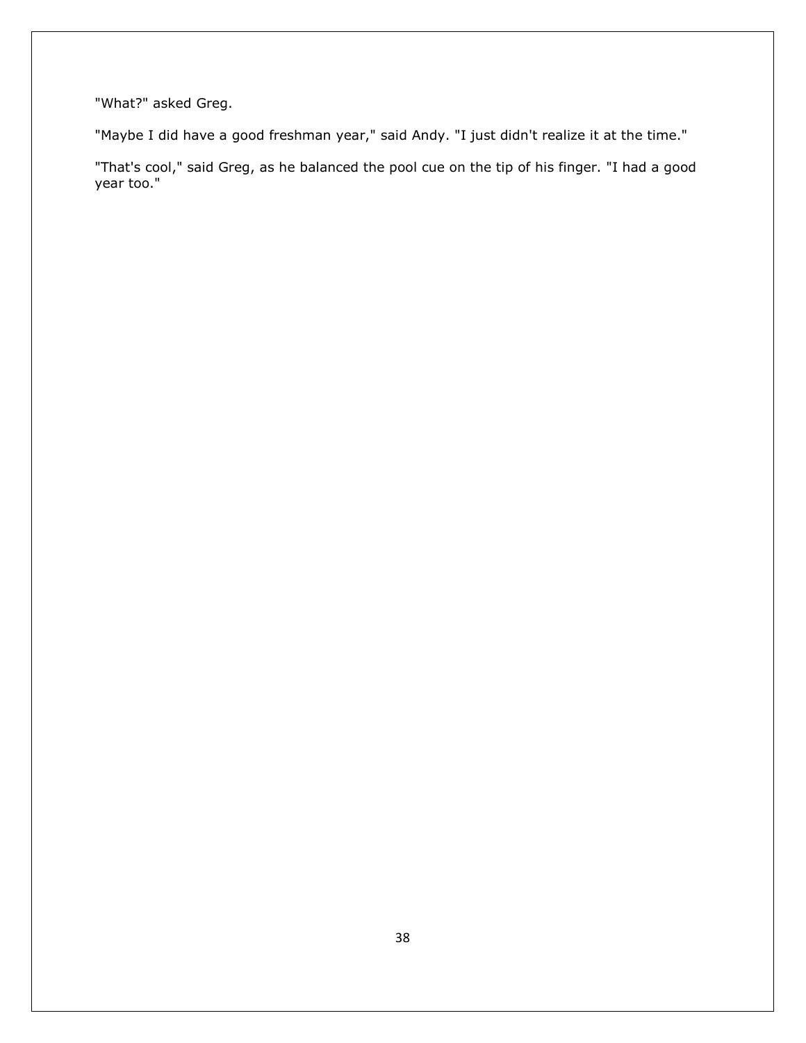"What?" asked Greg.

"Maybe I did have a good freshman year," said Andy. "I just didn't realize it at the time."

"That's cool," said Greg, as he balanced the pool cue on the tip of his finger. "I had a good year too."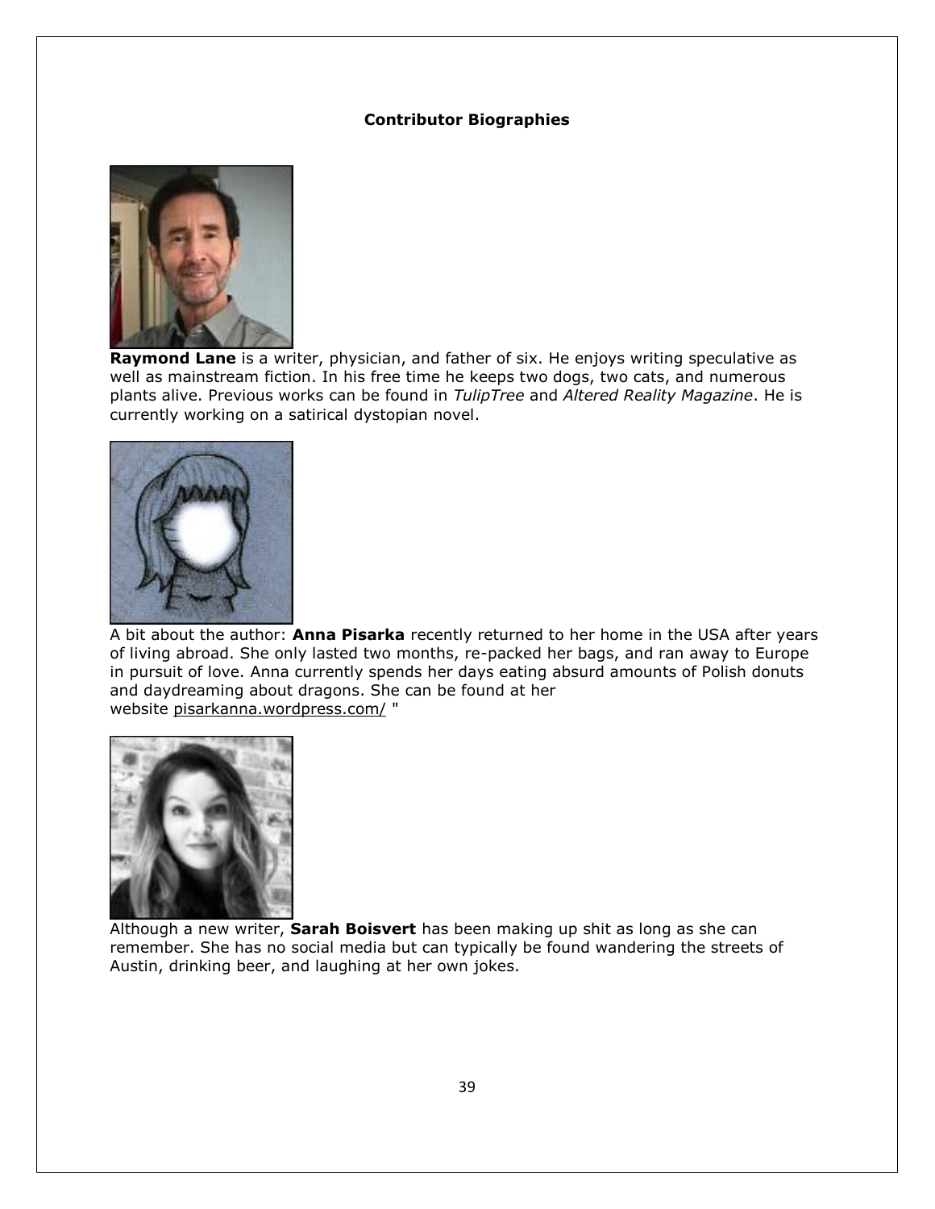**Contributor Biographies**

**Raymond Lane** is a writer, physician, and father of six. He enjoys writing speculative as well as mainstream fiction. In his free time he keeps two dogs, two cats, and numerous plants alive. Previous works can be found in *TulipTree* and *Altered Reality Magazine*. He is currently working on a satirical dystopian novel.

A bit about the author: **Anna Pisarka** recently returned to her home in the USA after years of living abroad. She only lasted two months, re-packed her bags, and ran away to Europe in pursuit of love. Anna currently spends her days eating absurd amounts of Polish donuts and daydreaming about dragons. She can be found at her website pisarkanna.wordpress.com/ "

Although a new writer, **Sarah Boisvert** has been making up shit as long as she can remember. She has no social media but can typically be found wandering the streets of Austin, drinking beer, and laughing at her own jokes.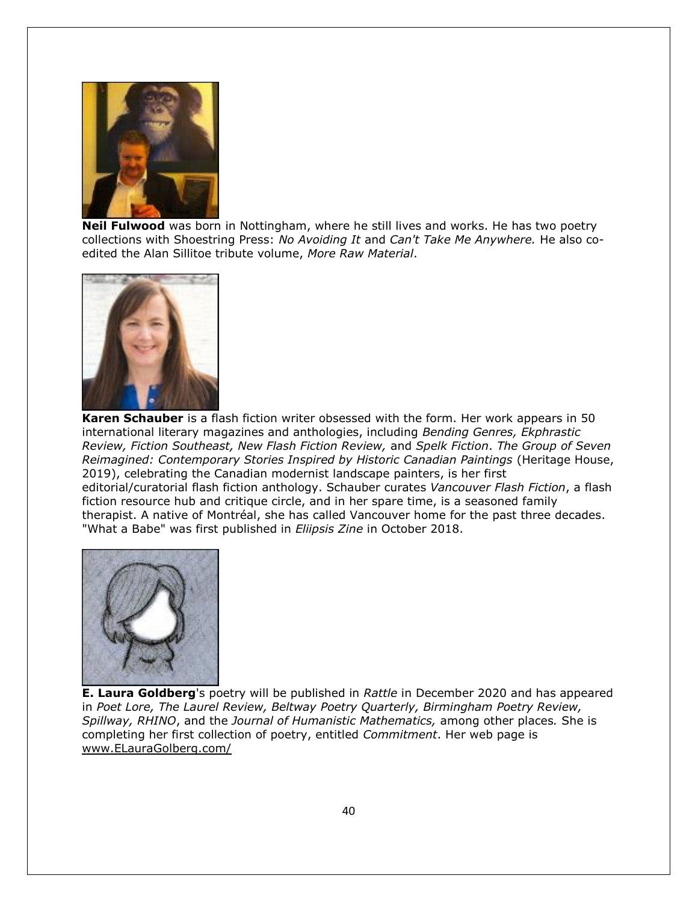**Neil Fulwood** was born in Nottingham, where he still lives and works. He has two poetry collections with Shoestring Press: *No Avoiding It* and *Can't Take Me Anywhere.* He also co-edited the Alan Sillitoe tribute volume, *More Raw Material*.

**Karen Schauber** is a flash fiction writer obsessed with the form. Her work appears in 50 international literary magazines and anthologies, including *Bending Genres, Ekphrastic Review, Fiction Southeast, New Flash Fiction Review,* and *Spelk Fiction*. *The Group of Seven Reimagined: Contemporary Stories Inspired by Historic Canadian Paintings* (Heritage House, 2019), celebrating the Canadian modernist landscape painters, is her first editorial/curatorial flash fiction anthology. Schauber curates *Vancouver Flash Fiction*, a flash fiction resource hub and critique circle, and in her spare time, is a seasoned family therapist. A native of Montréal, she has called Vancouver home for the past three decades. "What a Babe" was first published in *Eliipsis Zine* in October 2018.

**E. Laura Goldberg**'s poetry will be published in *Rattle* in December 2020 and has appeared in *Poet Lore, The Laurel Review, Beltway Poetry Quarterly, Birmingham Poetry Review, Spillway, RHINO*, and the *Journal of Humanistic Mathematics,* among other places*.* She is completing her first collection of poetry, entitled *Commitment*. Her web page is www.ELauraGolberg.com/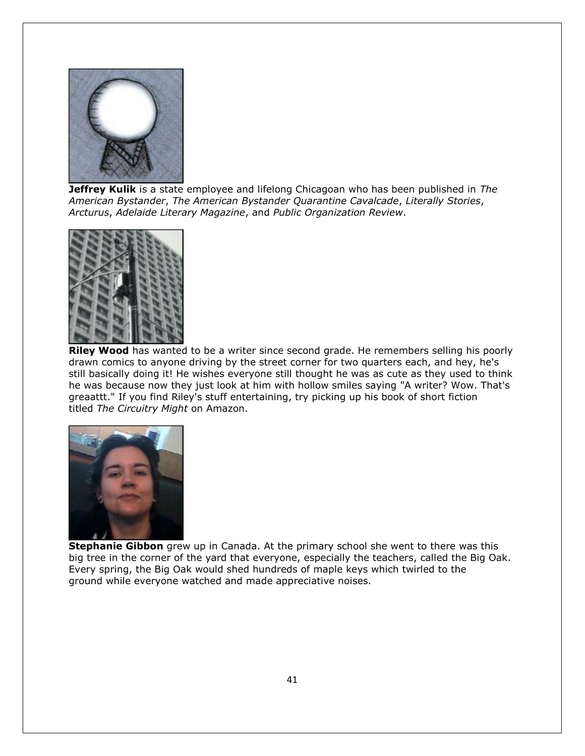**Jeffrey Kulik** is a state employee and lifelong Chicagoan who has been published in *The American Bystander*, *The American Bystander Quarantine Cavalcade*, *Literally Stories*, *Arcturus*, *Adelaide Literary Magazine*, and *Public Organization Review*.

**Riley Wood** has wanted to be a writer since second grade. He remembers selling his poorly drawn comics to anyone driving by the street corner for two quarters each, and hey, he's still basically doing it! He wishes everyone still thought he was as cute as they used to think he was because now they just look at him with hollow smiles saying "A writer? Wow. That's greaattt." If you find Riley's stuff entertaining, try picking up his book of short fiction titled *The Circuitry Might* on Amazon.

**Stephanie Gibbon** grew up in Canada. At the primary school she went to there was this big tree in the corner of the yard that everyone, especially the teachers, called the Big Oak. Every spring, the Big Oak would shed hundreds of maple keys which twirled to the ground while everyone watched and made appreciative noises.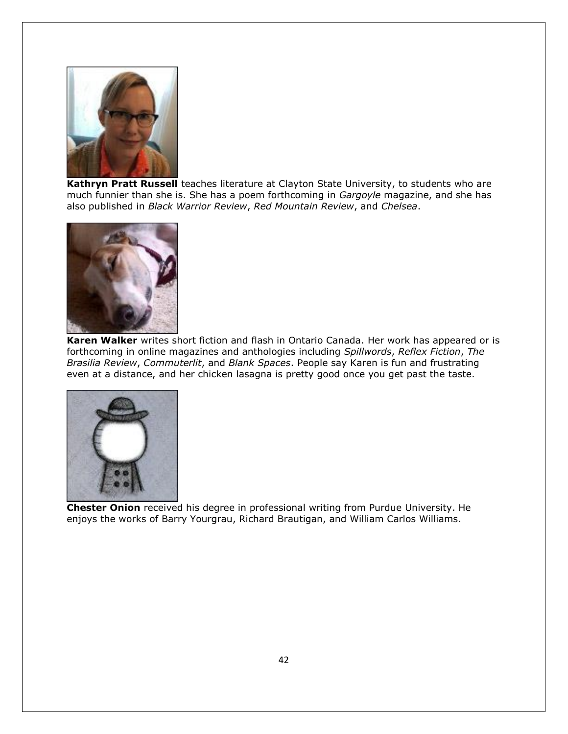**Kathryn Pratt Russell** teaches literature at Clayton State University, to students who are much funnier than she is. She has a poem forthcoming in *Gargoyle* magazine, and she has also published in *Black Warrior Review*, *Red Mountain Review*, and *Chelsea*.

**Karen Walker** writes short fiction and flash in Ontario Canada. Her work has appeared or is forthcoming in online magazines and anthologies including *Spillwords*, *Reflex Fiction*, *The Brasilia Review*, *Commuterlit*, and *Blank Spaces*. People say Karen is fun and frustrating even at a distance, and her chicken lasagna is pretty good once you get past the taste.

**Chester Onion** received his degree in professional writing from Purdue University. He enjoys the works of Barry Yourgrau, Richard Brautigan, and William Carlos Williams.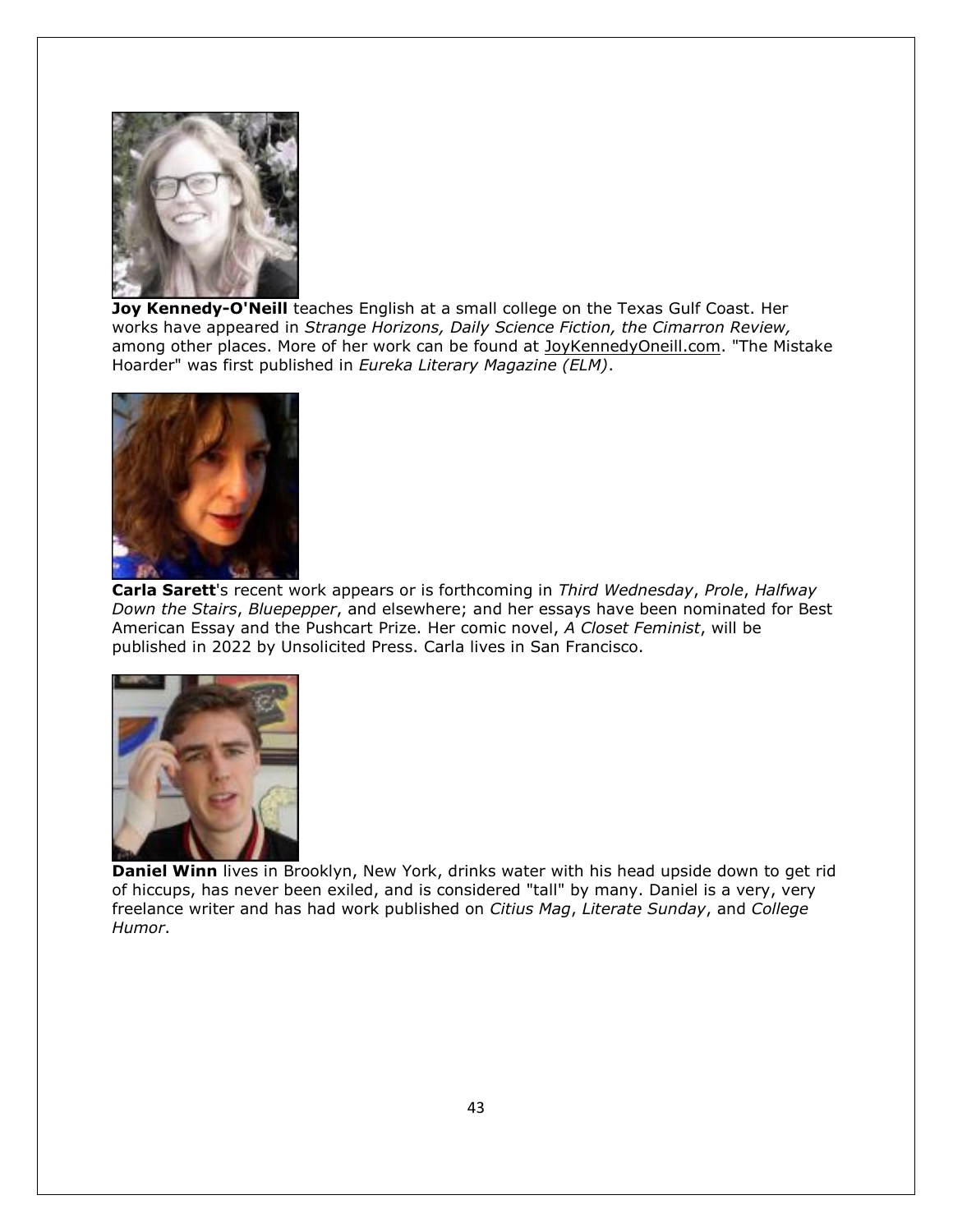**Joy Kennedy-O'Neill** teaches English at a small college on the Texas Gulf Coast. Her works have appeared in *Strange Horizons, Daily Science Fiction, the Cimarron Review,* among other places. More of her work can be found at JoyKennedyOneill.com. "The Mistake Hoarder" was first published in *Eureka Literary Magazine (ELM)*.

**Carla Sarett**'s recent work appears or is forthcoming in *Third Wednesday*, *Prole*, *Halfway Down the Stairs*, *Bluepepper*, and elsewhere; and her essays have been nominated for Best American Essay and the Pushcart Prize. Her comic novel, *A Closet Feminist*, will be published in 2022 by Unsolicited Press. Carla lives in San Francisco.

**Daniel Winn** lives in Brooklyn, New York, drinks water with his head upside down to get rid of hiccups, has never been exiled, and is considered "tall" by many. Daniel is a very, very freelance writer and has had work published on *Citius Mag*, *Literate Sunday*, and *College Humor*.